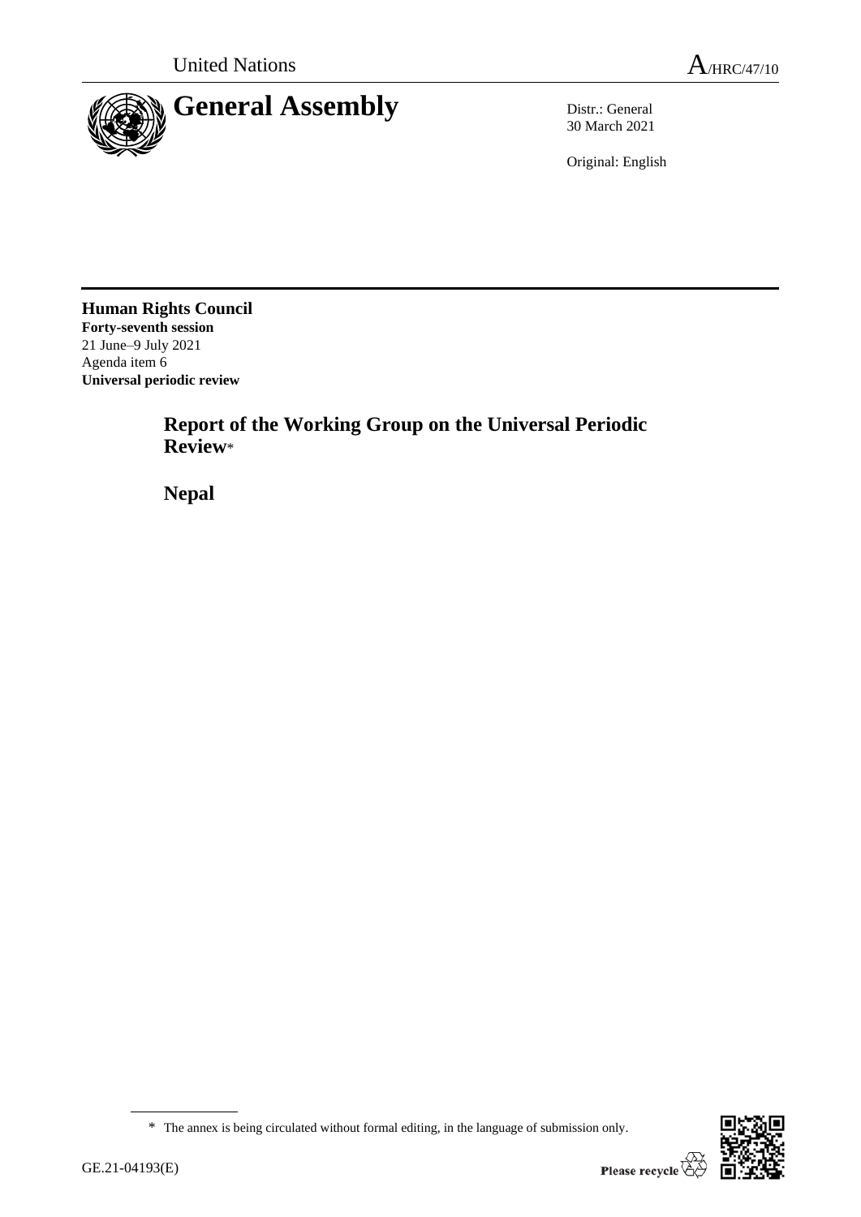United Nations

A/HRC/47/10

# General Assembly

Distr.: General
30 March 2021

Original: English

**Human Rights Council**
**Forty-seventh session**
21 June–9 July 2021
Agenda item 6
**Universal periodic review**

## Report of the Working Group on the Universal Periodic Review*

## Nepal

* The annex is being circulated without formal editing, in the language of submission only.

GE.21-04193(E)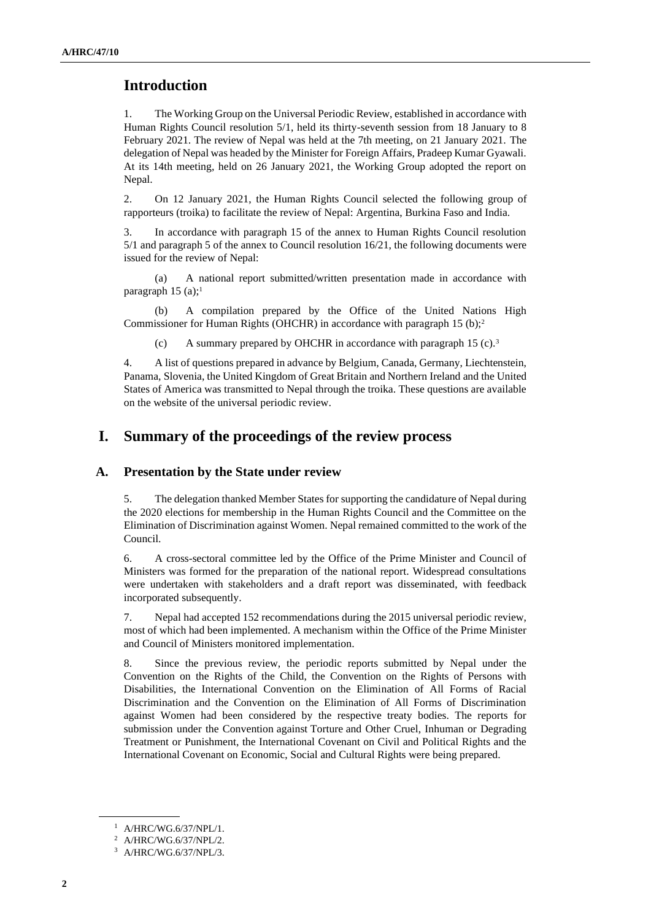# Introduction

1. The Working Group on the Universal Periodic Review, established in accordance with Human Rights Council resolution 5/1, held its thirty-seventh session from 18 January to 8 February 2021. The review of Nepal was held at the 7th meeting, on 21 January 2021. The delegation of Nepal was headed by the Minister for Foreign Affairs, Pradeep Kumar Gyawali. At its 14th meeting, held on 26 January 2021, the Working Group adopted the report on Nepal.

2. On 12 January 2021, the Human Rights Council selected the following group of rapporteurs (troika) to facilitate the review of Nepal: Argentina, Burkina Faso and India.

3. In accordance with paragraph 15 of the annex to Human Rights Council resolution 5/1 and paragraph 5 of the annex to Council resolution 16/21, the following documents were issued for the review of Nepal:

(a) A national report submitted/written presentation made in accordance with paragraph 15 (a);[1]

(b) A compilation prepared by the Office of the United Nations High Commissioner for Human Rights (OHCHR) in accordance with paragraph 15 (b);[2]

(c) A summary prepared by OHCHR in accordance with paragraph 15 (c).[3]

4. A list of questions prepared in advance by Belgium, Canada, Germany, Liechtenstein, Panama, Slovenia, the United Kingdom of Great Britain and Northern Ireland and the United States of America was transmitted to Nepal through the troika. These questions are available on the website of the universal periodic review.

# I. Summary of the proceedings of the review process

## A. Presentation by the State under review

5. The delegation thanked Member States for supporting the candidature of Nepal during the 2020 elections for membership in the Human Rights Council and the Committee on the Elimination of Discrimination against Women. Nepal remained committed to the work of the Council.

6. A cross-sectoral committee led by the Office of the Prime Minister and Council of Ministers was formed for the preparation of the national report. Widespread consultations were undertaken with stakeholders and a draft report was disseminated, with feedback incorporated subsequently.

7. Nepal had accepted 152 recommendations during the 2015 universal periodic review, most of which had been implemented. A mechanism within the Office of the Prime Minister and Council of Ministers monitored implementation.

8. Since the previous review, the periodic reports submitted by Nepal under the Convention on the Rights of the Child, the Convention on the Rights of Persons with Disabilities, the International Convention on the Elimination of All Forms of Racial Discrimination and the Convention on the Elimination of All Forms of Discrimination against Women had been considered by the respective treaty bodies. The reports for submission under the Convention against Torture and Other Cruel, Inhuman or Degrading Treatment or Punishment, the International Covenant on Civil and Political Rights and the International Covenant on Economic, Social and Cultural Rights were being prepared.

[1] A/HRC/WG.6/37/NPL/1.
[2] A/HRC/WG.6/37/NPL/2.
[3] A/HRC/WG.6/37/NPL/3.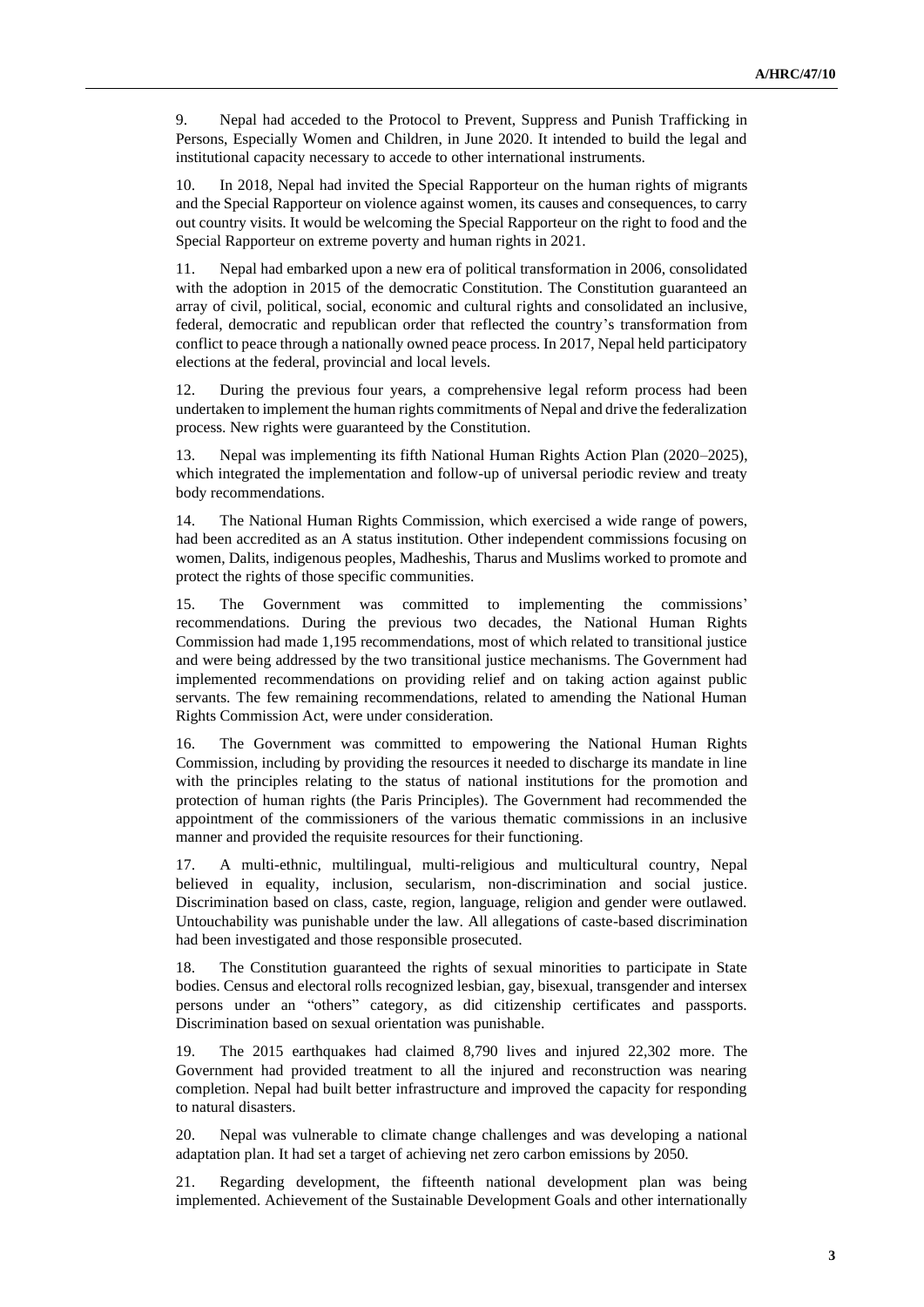9. Nepal had acceded to the Protocol to Prevent, Suppress and Punish Trafficking in Persons, Especially Women and Children, in June 2020. It intended to build the legal and institutional capacity necessary to accede to other international instruments.

10. In 2018, Nepal had invited the Special Rapporteur on the human rights of migrants and the Special Rapporteur on violence against women, its causes and consequences, to carry out country visits. It would be welcoming the Special Rapporteur on the right to food and the Special Rapporteur on extreme poverty and human rights in 2021.

11. Nepal had embarked upon a new era of political transformation in 2006, consolidated with the adoption in 2015 of the democratic Constitution. The Constitution guaranteed an array of civil, political, social, economic and cultural rights and consolidated an inclusive, federal, democratic and republican order that reflected the country's transformation from conflict to peace through a nationally owned peace process. In 2017, Nepal held participatory elections at the federal, provincial and local levels.

12. During the previous four years, a comprehensive legal reform process had been undertaken to implement the human rights commitments of Nepal and drive the federalization process. New rights were guaranteed by the Constitution.

13. Nepal was implementing its fifth National Human Rights Action Plan (2020–2025), which integrated the implementation and follow-up of universal periodic review and treaty body recommendations.

14. The National Human Rights Commission, which exercised a wide range of powers, had been accredited as an A status institution. Other independent commissions focusing on women, Dalits, indigenous peoples, Madheshis, Tharus and Muslims worked to promote and protect the rights of those specific communities.

15. The Government was committed to implementing the commissions' recommendations. During the previous two decades, the National Human Rights Commission had made 1,195 recommendations, most of which related to transitional justice and were being addressed by the two transitional justice mechanisms. The Government had implemented recommendations on providing relief and on taking action against public servants. The few remaining recommendations, related to amending the National Human Rights Commission Act, were under consideration.

16. The Government was committed to empowering the National Human Rights Commission, including by providing the resources it needed to discharge its mandate in line with the principles relating to the status of national institutions for the promotion and protection of human rights (the Paris Principles). The Government had recommended the appointment of the commissioners of the various thematic commissions in an inclusive manner and provided the requisite resources for their functioning.

17. A multi-ethnic, multilingual, multi-religious and multicultural country, Nepal believed in equality, inclusion, secularism, non-discrimination and social justice. Discrimination based on class, caste, region, language, religion and gender were outlawed. Untouchability was punishable under the law. All allegations of caste-based discrimination had been investigated and those responsible prosecuted.

18. The Constitution guaranteed the rights of sexual minorities to participate in State bodies. Census and electoral rolls recognized lesbian, gay, bisexual, transgender and intersex persons under an "others" category, as did citizenship certificates and passports. Discrimination based on sexual orientation was punishable.

19. The 2015 earthquakes had claimed 8,790 lives and injured 22,302 more. The Government had provided treatment to all the injured and reconstruction was nearing completion. Nepal had built better infrastructure and improved the capacity for responding to natural disasters.

20. Nepal was vulnerable to climate change challenges and was developing a national adaptation plan. It had set a target of achieving net zero carbon emissions by 2050.

21. Regarding development, the fifteenth national development plan was being implemented. Achievement of the Sustainable Development Goals and other internationally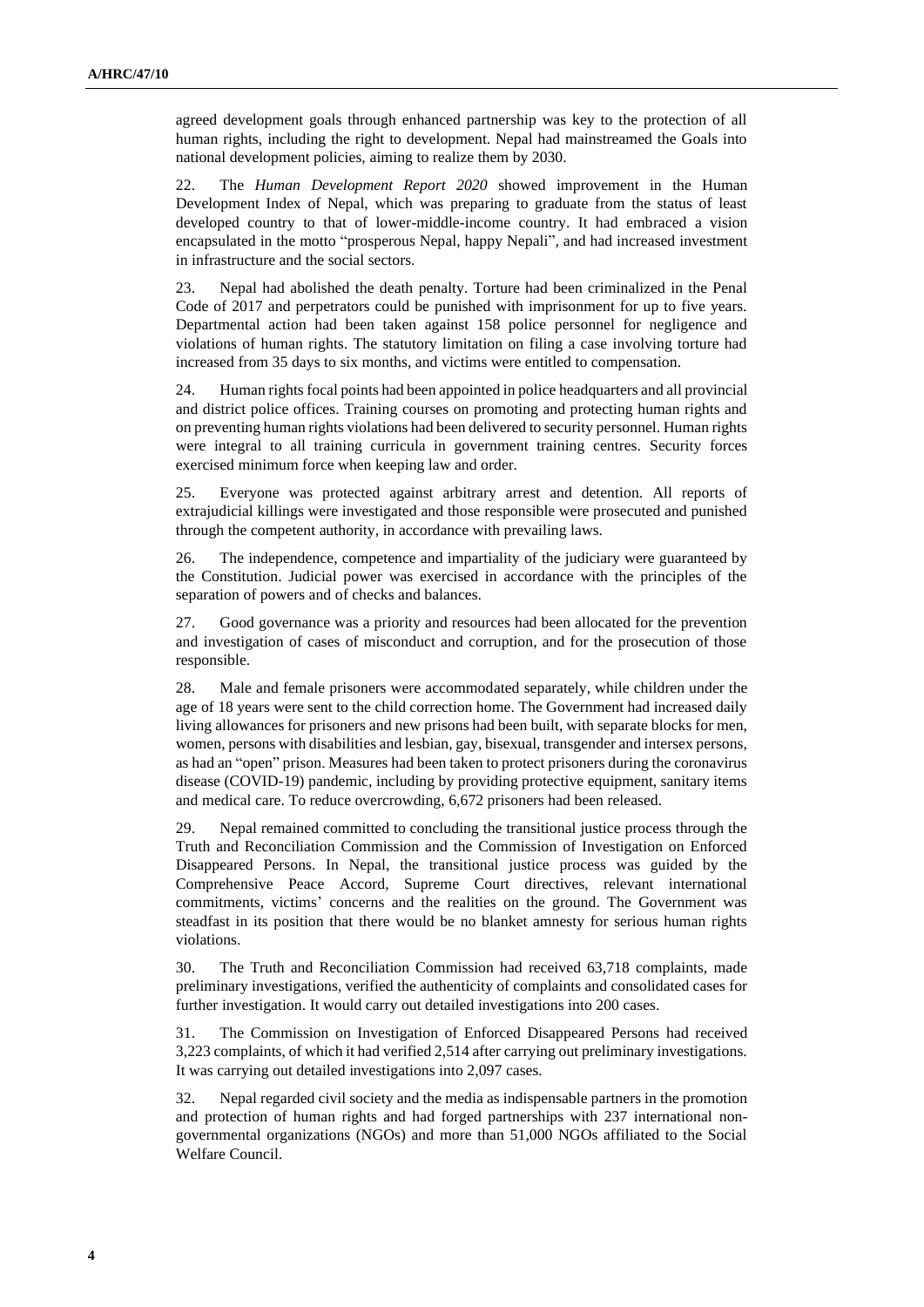agreed development goals through enhanced partnership was key to the protection of all human rights, including the right to development. Nepal had mainstreamed the Goals into national development policies, aiming to realize them by 2030.

22. The *Human Development Report 2020* showed improvement in the Human Development Index of Nepal, which was preparing to graduate from the status of least developed country to that of lower-middle-income country. It had embraced a vision encapsulated in the motto "prosperous Nepal, happy Nepali", and had increased investment in infrastructure and the social sectors.

23. Nepal had abolished the death penalty. Torture had been criminalized in the Penal Code of 2017 and perpetrators could be punished with imprisonment for up to five years. Departmental action had been taken against 158 police personnel for negligence and violations of human rights. The statutory limitation on filing a case involving torture had increased from 35 days to six months, and victims were entitled to compensation.

24. Human rights focal points had been appointed in police headquarters and all provincial and district police offices. Training courses on promoting and protecting human rights and on preventing human rights violations had been delivered to security personnel. Human rights were integral to all training curricula in government training centres. Security forces exercised minimum force when keeping law and order.

25. Everyone was protected against arbitrary arrest and detention. All reports of extrajudicial killings were investigated and those responsible were prosecuted and punished through the competent authority, in accordance with prevailing laws.

26. The independence, competence and impartiality of the judiciary were guaranteed by the Constitution. Judicial power was exercised in accordance with the principles of the separation of powers and of checks and balances.

27. Good governance was a priority and resources had been allocated for the prevention and investigation of cases of misconduct and corruption, and for the prosecution of those responsible.

28. Male and female prisoners were accommodated separately, while children under the age of 18 years were sent to the child correction home. The Government had increased daily living allowances for prisoners and new prisons had been built, with separate blocks for men, women, persons with disabilities and lesbian, gay, bisexual, transgender and intersex persons, as had an "open" prison. Measures had been taken to protect prisoners during the coronavirus disease (COVID-19) pandemic, including by providing protective equipment, sanitary items and medical care. To reduce overcrowding, 6,672 prisoners had been released.

29. Nepal remained committed to concluding the transitional justice process through the Truth and Reconciliation Commission and the Commission of Investigation on Enforced Disappeared Persons. In Nepal, the transitional justice process was guided by the Comprehensive Peace Accord, Supreme Court directives, relevant international commitments, victims' concerns and the realities on the ground. The Government was steadfast in its position that there would be no blanket amnesty for serious human rights violations.

30. The Truth and Reconciliation Commission had received 63,718 complaints, made preliminary investigations, verified the authenticity of complaints and consolidated cases for further investigation. It would carry out detailed investigations into 200 cases.

31. The Commission on Investigation of Enforced Disappeared Persons had received 3,223 complaints, of which it had verified 2,514 after carrying out preliminary investigations. It was carrying out detailed investigations into 2,097 cases.

32. Nepal regarded civil society and the media as indispensable partners in the promotion and protection of human rights and had forged partnerships with 237 international non-governmental organizations (NGOs) and more than 51,000 NGOs affiliated to the Social Welfare Council.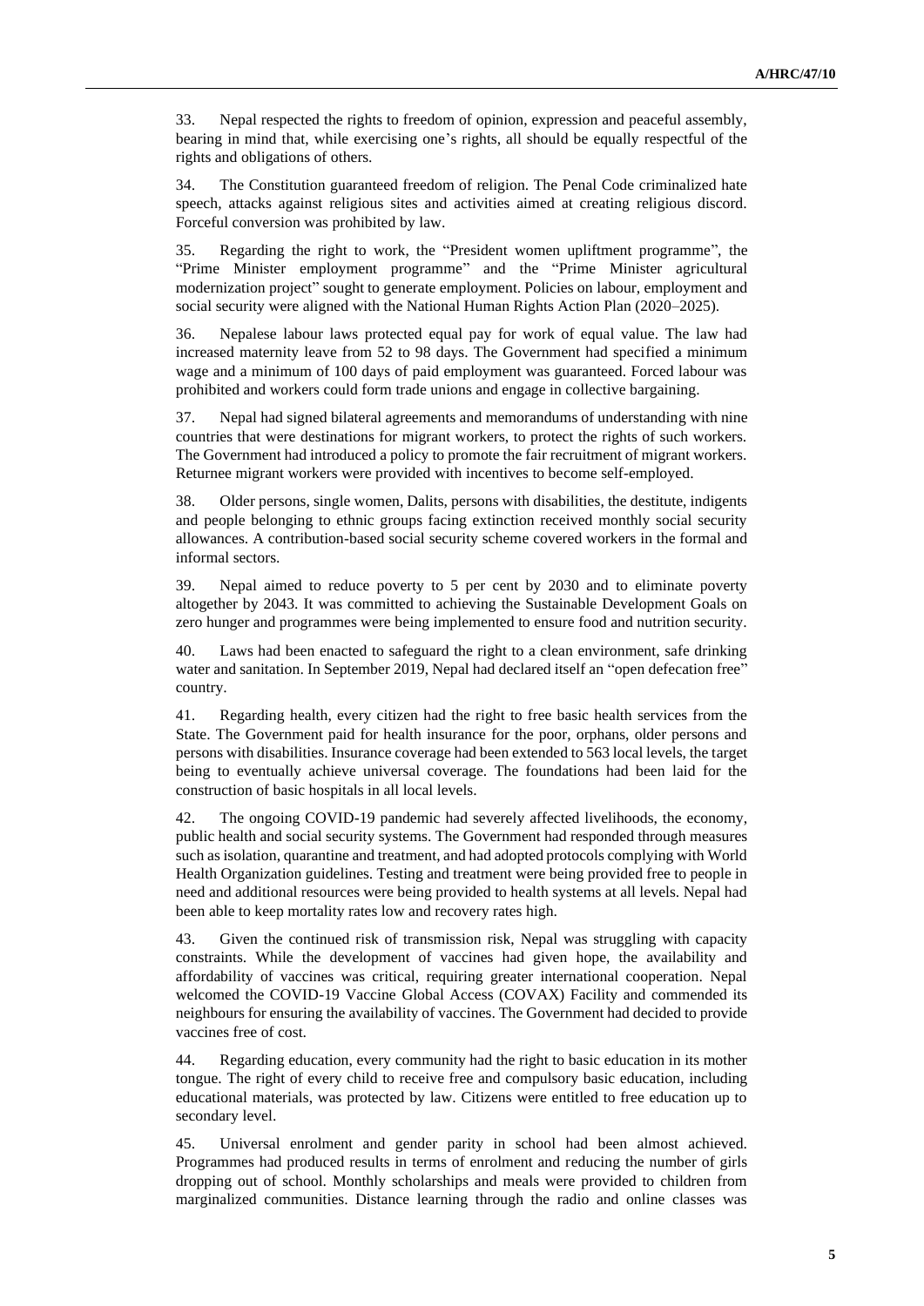33. Nepal respected the rights to freedom of opinion, expression and peaceful assembly, bearing in mind that, while exercising one's rights, all should be equally respectful of the rights and obligations of others.

34. The Constitution guaranteed freedom of religion. The Penal Code criminalized hate speech, attacks against religious sites and activities aimed at creating religious discord. Forceful conversion was prohibited by law.

35. Regarding the right to work, the "President women upliftment programme", the "Prime Minister employment programme" and the "Prime Minister agricultural modernization project" sought to generate employment. Policies on labour, employment and social security were aligned with the National Human Rights Action Plan (2020–2025).

36. Nepalese labour laws protected equal pay for work of equal value. The law had increased maternity leave from 52 to 98 days. The Government had specified a minimum wage and a minimum of 100 days of paid employment was guaranteed. Forced labour was prohibited and workers could form trade unions and engage in collective bargaining.

37. Nepal had signed bilateral agreements and memorandums of understanding with nine countries that were destinations for migrant workers, to protect the rights of such workers. The Government had introduced a policy to promote the fair recruitment of migrant workers. Returnee migrant workers were provided with incentives to become self-employed.

38. Older persons, single women, Dalits, persons with disabilities, the destitute, indigents and people belonging to ethnic groups facing extinction received monthly social security allowances. A contribution-based social security scheme covered workers in the formal and informal sectors.

39. Nepal aimed to reduce poverty to 5 per cent by 2030 and to eliminate poverty altogether by 2043. It was committed to achieving the Sustainable Development Goals on zero hunger and programmes were being implemented to ensure food and nutrition security.

40. Laws had been enacted to safeguard the right to a clean environment, safe drinking water and sanitation. In September 2019, Nepal had declared itself an "open defecation free" country.

41. Regarding health, every citizen had the right to free basic health services from the State. The Government paid for health insurance for the poor, orphans, older persons and persons with disabilities. Insurance coverage had been extended to 563 local levels, the target being to eventually achieve universal coverage. The foundations had been laid for the construction of basic hospitals in all local levels.

42. The ongoing COVID-19 pandemic had severely affected livelihoods, the economy, public health and social security systems. The Government had responded through measures such as isolation, quarantine and treatment, and had adopted protocols complying with World Health Organization guidelines. Testing and treatment were being provided free to people in need and additional resources were being provided to health systems at all levels. Nepal had been able to keep mortality rates low and recovery rates high.

43. Given the continued risk of transmission risk, Nepal was struggling with capacity constraints. While the development of vaccines had given hope, the availability and affordability of vaccines was critical, requiring greater international cooperation. Nepal welcomed the COVID-19 Vaccine Global Access (COVAX) Facility and commended its neighbours for ensuring the availability of vaccines. The Government had decided to provide vaccines free of cost.

44. Regarding education, every community had the right to basic education in its mother tongue. The right of every child to receive free and compulsory basic education, including educational materials, was protected by law. Citizens were entitled to free education up to secondary level.

45. Universal enrolment and gender parity in school had been almost achieved. Programmes had produced results in terms of enrolment and reducing the number of girls dropping out of school. Monthly scholarships and meals were provided to children from marginalized communities. Distance learning through the radio and online classes was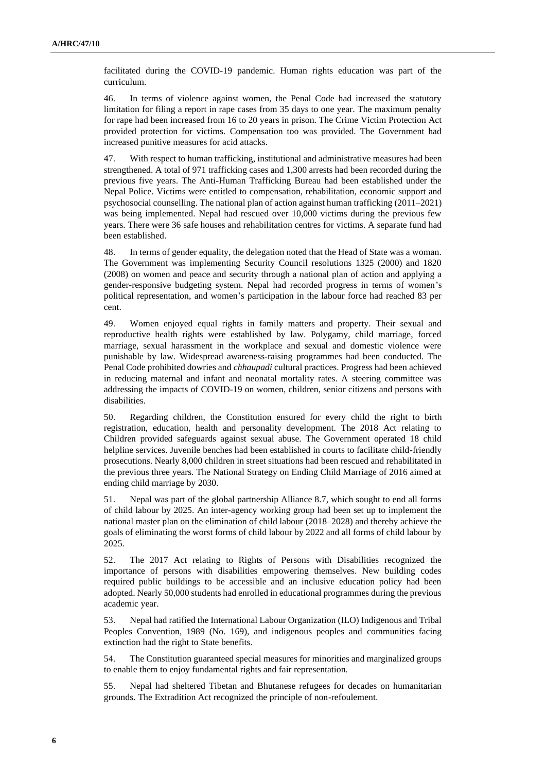facilitated during the COVID-19 pandemic. Human rights education was part of the curriculum.

46. In terms of violence against women, the Penal Code had increased the statutory limitation for filing a report in rape cases from 35 days to one year. The maximum penalty for rape had been increased from 16 to 20 years in prison. The Crime Victim Protection Act provided protection for victims. Compensation too was provided. The Government had increased punitive measures for acid attacks.

47. With respect to human trafficking, institutional and administrative measures had been strengthened. A total of 971 trafficking cases and 1,300 arrests had been recorded during the previous five years. The Anti-Human Trafficking Bureau had been established under the Nepal Police. Victims were entitled to compensation, rehabilitation, economic support and psychosocial counselling. The national plan of action against human trafficking (2011–2021) was being implemented. Nepal had rescued over 10,000 victims during the previous few years. There were 36 safe houses and rehabilitation centres for victims. A separate fund had been established.

48. In terms of gender equality, the delegation noted that the Head of State was a woman. The Government was implementing Security Council resolutions 1325 (2000) and 1820 (2008) on women and peace and security through a national plan of action and applying a gender-responsive budgeting system. Nepal had recorded progress in terms of women's political representation, and women's participation in the labour force had reached 83 per cent.

49. Women enjoyed equal rights in family matters and property. Their sexual and reproductive health rights were established by law. Polygamy, child marriage, forced marriage, sexual harassment in the workplace and sexual and domestic violence were punishable by law. Widespread awareness-raising programmes had been conducted. The Penal Code prohibited dowries and *chhaupadi* cultural practices. Progress had been achieved in reducing maternal and infant and neonatal mortality rates. A steering committee was addressing the impacts of COVID-19 on women, children, senior citizens and persons with disabilities.

50. Regarding children, the Constitution ensured for every child the right to birth registration, education, health and personality development. The 2018 Act relating to Children provided safeguards against sexual abuse. The Government operated 18 child helpline services. Juvenile benches had been established in courts to facilitate child-friendly prosecutions. Nearly 8,000 children in street situations had been rescued and rehabilitated in the previous three years. The National Strategy on Ending Child Marriage of 2016 aimed at ending child marriage by 2030.

51. Nepal was part of the global partnership Alliance 8.7, which sought to end all forms of child labour by 2025. An inter-agency working group had been set up to implement the national master plan on the elimination of child labour (2018–2028) and thereby achieve the goals of eliminating the worst forms of child labour by 2022 and all forms of child labour by 2025.

52. The 2017 Act relating to Rights of Persons with Disabilities recognized the importance of persons with disabilities empowering themselves. New building codes required public buildings to be accessible and an inclusive education policy had been adopted. Nearly 50,000 students had enrolled in educational programmes during the previous academic year.

53. Nepal had ratified the International Labour Organization (ILO) Indigenous and Tribal Peoples Convention, 1989 (No. 169), and indigenous peoples and communities facing extinction had the right to State benefits.

54. The Constitution guaranteed special measures for minorities and marginalized groups to enable them to enjoy fundamental rights and fair representation.

55. Nepal had sheltered Tibetan and Bhutanese refugees for decades on humanitarian grounds. The Extradition Act recognized the principle of non-refoulement.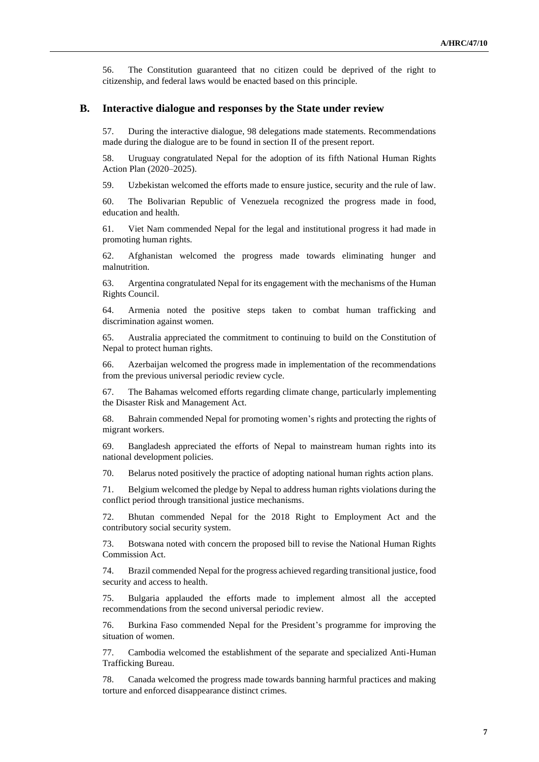56. The Constitution guaranteed that no citizen could be deprived of the right to citizenship, and federal laws would be enacted based on this principle.

## B. Interactive dialogue and responses by the State under review

57. During the interactive dialogue, 98 delegations made statements. Recommendations made during the dialogue are to be found in section II of the present report.

58. Uruguay congratulated Nepal for the adoption of its fifth National Human Rights Action Plan (2020–2025).

59. Uzbekistan welcomed the efforts made to ensure justice, security and the rule of law.

60. The Bolivarian Republic of Venezuela recognized the progress made in food, education and health.

61. Viet Nam commended Nepal for the legal and institutional progress it had made in promoting human rights.

62. Afghanistan welcomed the progress made towards eliminating hunger and malnutrition.

63. Argentina congratulated Nepal for its engagement with the mechanisms of the Human Rights Council.

64. Armenia noted the positive steps taken to combat human trafficking and discrimination against women.

65. Australia appreciated the commitment to continuing to build on the Constitution of Nepal to protect human rights.

66. Azerbaijan welcomed the progress made in implementation of the recommendations from the previous universal periodic review cycle.

67. The Bahamas welcomed efforts regarding climate change, particularly implementing the Disaster Risk and Management Act.

68. Bahrain commended Nepal for promoting women's rights and protecting the rights of migrant workers.

69. Bangladesh appreciated the efforts of Nepal to mainstream human rights into its national development policies.

70. Belarus noted positively the practice of adopting national human rights action plans.

71. Belgium welcomed the pledge by Nepal to address human rights violations during the conflict period through transitional justice mechanisms.

72. Bhutan commended Nepal for the 2018 Right to Employment Act and the contributory social security system.

73. Botswana noted with concern the proposed bill to revise the National Human Rights Commission Act.

74. Brazil commended Nepal for the progress achieved regarding transitional justice, food security and access to health.

75. Bulgaria applauded the efforts made to implement almost all the accepted recommendations from the second universal periodic review.

76. Burkina Faso commended Nepal for the President's programme for improving the situation of women.

77. Cambodia welcomed the establishment of the separate and specialized Anti-Human Trafficking Bureau.

78. Canada welcomed the progress made towards banning harmful practices and making torture and enforced disappearance distinct crimes.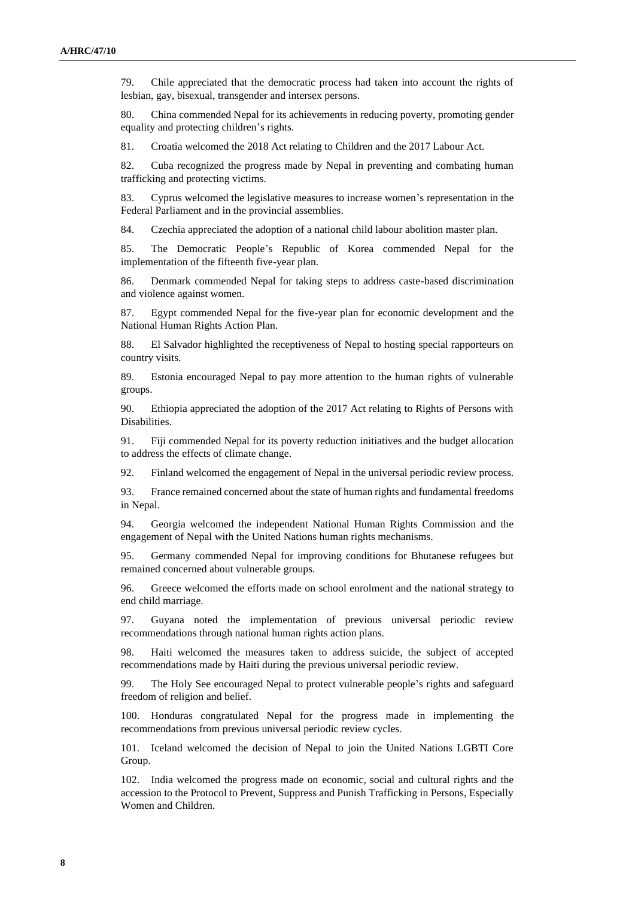79. Chile appreciated that the democratic process had taken into account the rights of lesbian, gay, bisexual, transgender and intersex persons.

80. China commended Nepal for its achievements in reducing poverty, promoting gender equality and protecting children's rights.

81. Croatia welcomed the 2018 Act relating to Children and the 2017 Labour Act.

82. Cuba recognized the progress made by Nepal in preventing and combating human trafficking and protecting victims.

83. Cyprus welcomed the legislative measures to increase women's representation in the Federal Parliament and in the provincial assemblies.

84. Czechia appreciated the adoption of a national child labour abolition master plan.

85. The Democratic People's Republic of Korea commended Nepal for the implementation of the fifteenth five-year plan.

86. Denmark commended Nepal for taking steps to address caste-based discrimination and violence against women.

87. Egypt commended Nepal for the five-year plan for economic development and the National Human Rights Action Plan.

88. El Salvador highlighted the receptiveness of Nepal to hosting special rapporteurs on country visits.

89. Estonia encouraged Nepal to pay more attention to the human rights of vulnerable groups.

90. Ethiopia appreciated the adoption of the 2017 Act relating to Rights of Persons with Disabilities.

91. Fiji commended Nepal for its poverty reduction initiatives and the budget allocation to address the effects of climate change.

92. Finland welcomed the engagement of Nepal in the universal periodic review process.

93. France remained concerned about the state of human rights and fundamental freedoms in Nepal.

94. Georgia welcomed the independent National Human Rights Commission and the engagement of Nepal with the United Nations human rights mechanisms.

95. Germany commended Nepal for improving conditions for Bhutanese refugees but remained concerned about vulnerable groups.

96. Greece welcomed the efforts made on school enrolment and the national strategy to end child marriage.

97. Guyana noted the implementation of previous universal periodic review recommendations through national human rights action plans.

98. Haiti welcomed the measures taken to address suicide, the subject of accepted recommendations made by Haiti during the previous universal periodic review.

99. The Holy See encouraged Nepal to protect vulnerable people's rights and safeguard freedom of religion and belief.

100. Honduras congratulated Nepal for the progress made in implementing the recommendations from previous universal periodic review cycles.

101. Iceland welcomed the decision of Nepal to join the United Nations LGBTI Core Group.

102. India welcomed the progress made on economic, social and cultural rights and the accession to the Protocol to Prevent, Suppress and Punish Trafficking in Persons, Especially Women and Children.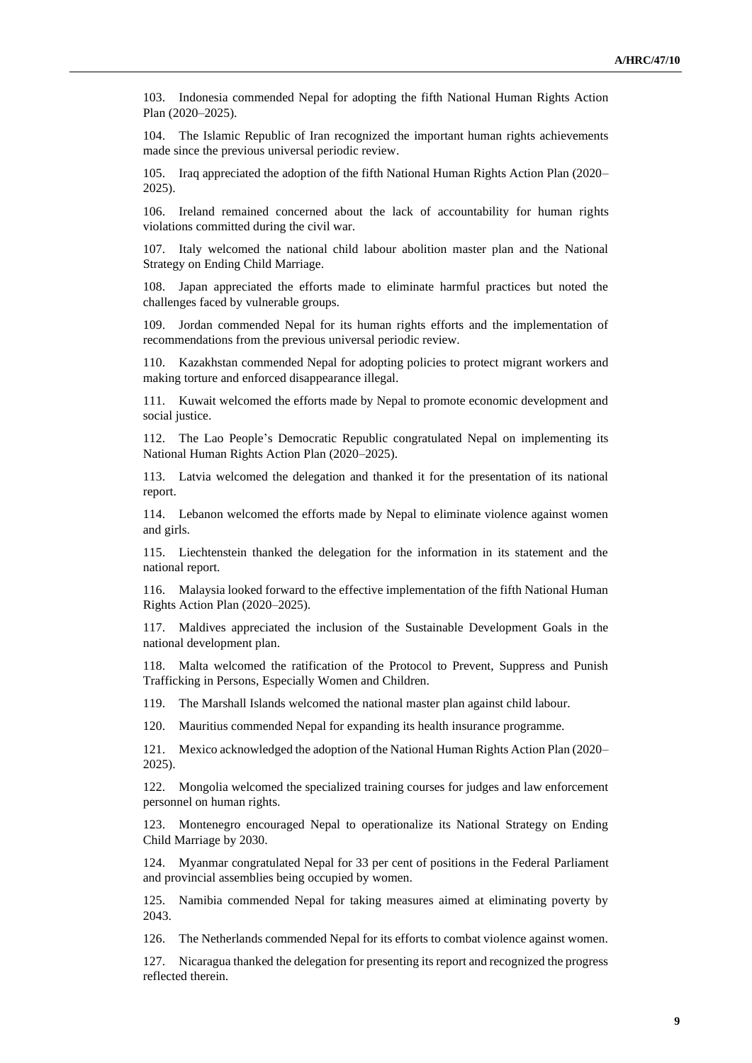103. Indonesia commended Nepal for adopting the fifth National Human Rights Action Plan (2020–2025).

104. The Islamic Republic of Iran recognized the important human rights achievements made since the previous universal periodic review.

105. Iraq appreciated the adoption of the fifth National Human Rights Action Plan (2020–2025).

106. Ireland remained concerned about the lack of accountability for human rights violations committed during the civil war.

107. Italy welcomed the national child labour abolition master plan and the National Strategy on Ending Child Marriage.

108. Japan appreciated the efforts made to eliminate harmful practices but noted the challenges faced by vulnerable groups.

109. Jordan commended Nepal for its human rights efforts and the implementation of recommendations from the previous universal periodic review.

110. Kazakhstan commended Nepal for adopting policies to protect migrant workers and making torture and enforced disappearance illegal.

111. Kuwait welcomed the efforts made by Nepal to promote economic development and social justice.

112. The Lao People's Democratic Republic congratulated Nepal on implementing its National Human Rights Action Plan (2020–2025).

113. Latvia welcomed the delegation and thanked it for the presentation of its national report.

114. Lebanon welcomed the efforts made by Nepal to eliminate violence against women and girls.

115. Liechtenstein thanked the delegation for the information in its statement and the national report.

116. Malaysia looked forward to the effective implementation of the fifth National Human Rights Action Plan (2020–2025).

117. Maldives appreciated the inclusion of the Sustainable Development Goals in the national development plan.

118. Malta welcomed the ratification of the Protocol to Prevent, Suppress and Punish Trafficking in Persons, Especially Women and Children.

119. The Marshall Islands welcomed the national master plan against child labour.

120. Mauritius commended Nepal for expanding its health insurance programme.

121. Mexico acknowledged the adoption of the National Human Rights Action Plan (2020–2025).

122. Mongolia welcomed the specialized training courses for judges and law enforcement personnel on human rights.

123. Montenegro encouraged Nepal to operationalize its National Strategy on Ending Child Marriage by 2030.

124. Myanmar congratulated Nepal for 33 per cent of positions in the Federal Parliament and provincial assemblies being occupied by women.

125. Namibia commended Nepal for taking measures aimed at eliminating poverty by 2043.

126. The Netherlands commended Nepal for its efforts to combat violence against women.

127. Nicaragua thanked the delegation for presenting its report and recognized the progress reflected therein.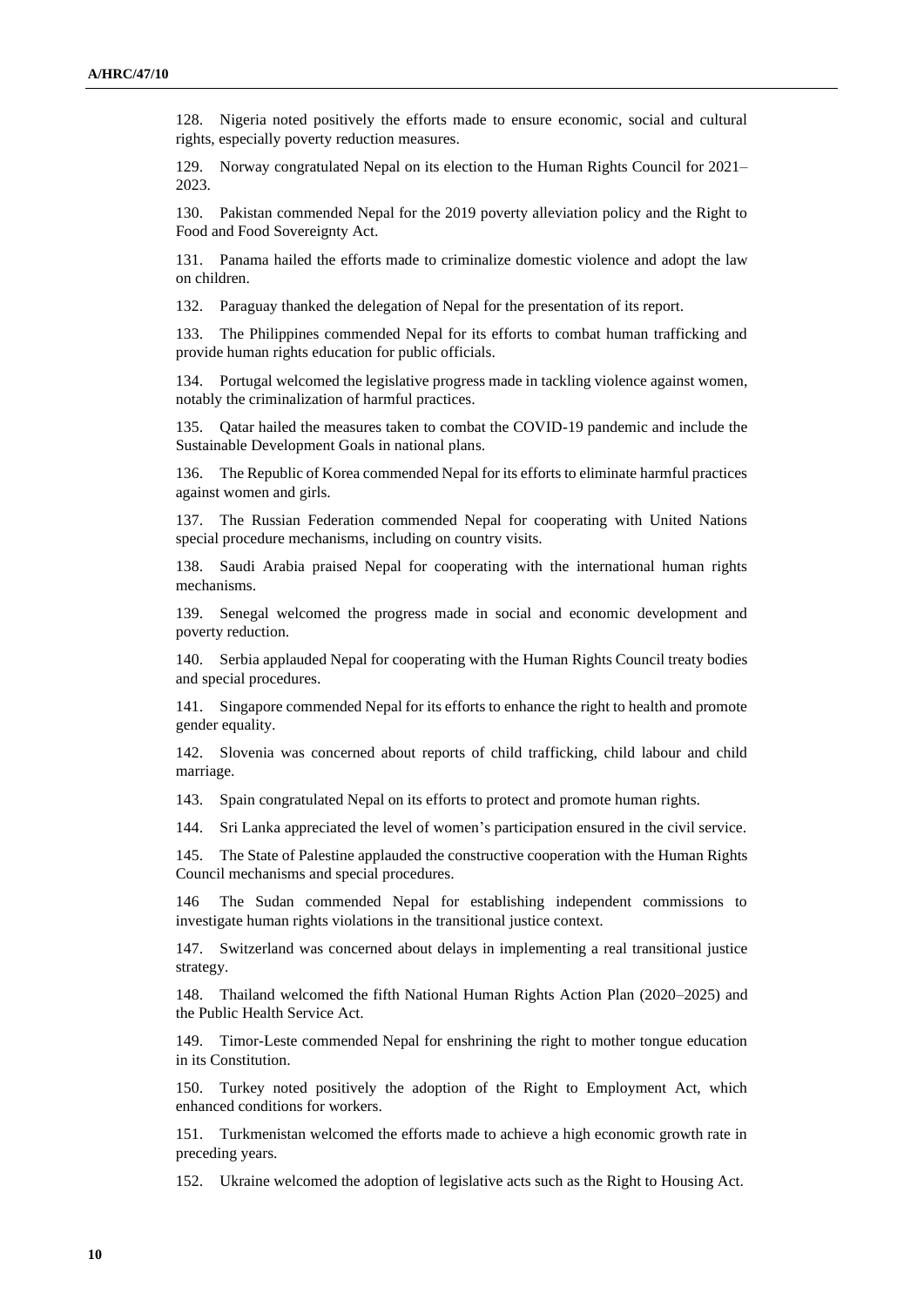128. Nigeria noted positively the efforts made to ensure economic, social and cultural rights, especially poverty reduction measures.

129. Norway congratulated Nepal on its election to the Human Rights Council for 2021–2023.

130. Pakistan commended Nepal for the 2019 poverty alleviation policy and the Right to Food and Food Sovereignty Act.

131. Panama hailed the efforts made to criminalize domestic violence and adopt the law on children.

132. Paraguay thanked the delegation of Nepal for the presentation of its report.

133. The Philippines commended Nepal for its efforts to combat human trafficking and provide human rights education for public officials.

134. Portugal welcomed the legislative progress made in tackling violence against women, notably the criminalization of harmful practices.

135. Qatar hailed the measures taken to combat the COVID-19 pandemic and include the Sustainable Development Goals in national plans.

136. The Republic of Korea commended Nepal for its efforts to eliminate harmful practices against women and girls.

137. The Russian Federation commended Nepal for cooperating with United Nations special procedure mechanisms, including on country visits.

138. Saudi Arabia praised Nepal for cooperating with the international human rights mechanisms.

139. Senegal welcomed the progress made in social and economic development and poverty reduction.

140. Serbia applauded Nepal for cooperating with the Human Rights Council treaty bodies and special procedures.

141. Singapore commended Nepal for its efforts to enhance the right to health and promote gender equality.

142. Slovenia was concerned about reports of child trafficking, child labour and child marriage.

143. Spain congratulated Nepal on its efforts to protect and promote human rights.

144. Sri Lanka appreciated the level of women's participation ensured in the civil service.

145. The State of Palestine applauded the constructive cooperation with the Human Rights Council mechanisms and special procedures.

146 The Sudan commended Nepal for establishing independent commissions to investigate human rights violations in the transitional justice context.

147. Switzerland was concerned about delays in implementing a real transitional justice strategy.

148. Thailand welcomed the fifth National Human Rights Action Plan (2020–2025) and the Public Health Service Act.

149. Timor-Leste commended Nepal for enshrining the right to mother tongue education in its Constitution.

150. Turkey noted positively the adoption of the Right to Employment Act, which enhanced conditions for workers.

151. Turkmenistan welcomed the efforts made to achieve a high economic growth rate in preceding years.

152. Ukraine welcomed the adoption of legislative acts such as the Right to Housing Act.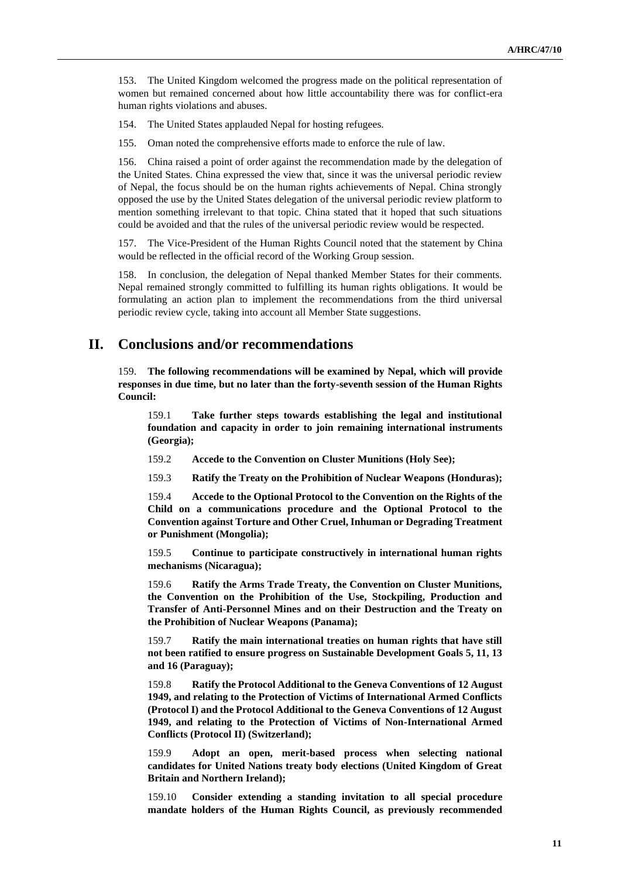153. The United Kingdom welcomed the progress made on the political representation of women but remained concerned about how little accountability there was for conflict-era human rights violations and abuses.

154. The United States applauded Nepal for hosting refugees.

155. Oman noted the comprehensive efforts made to enforce the rule of law.

156. China raised a point of order against the recommendation made by the delegation of the United States. China expressed the view that, since it was the universal periodic review of Nepal, the focus should be on the human rights achievements of Nepal. China strongly opposed the use by the United States delegation of the universal periodic review platform to mention something irrelevant to that topic. China stated that it hoped that such situations could be avoided and that the rules of the universal periodic review would be respected.

157. The Vice-President of the Human Rights Council noted that the statement by China would be reflected in the official record of the Working Group session.

158. In conclusion, the delegation of Nepal thanked Member States for their comments. Nepal remained strongly committed to fulfilling its human rights obligations. It would be formulating an action plan to implement the recommendations from the third universal periodic review cycle, taking into account all Member State suggestions.

# II. Conclusions and/or recommendations

159. **The following recommendations will be examined by Nepal, which will provide responses in due time, but no later than the forty-seventh session of the Human Rights Council:**

159.1 **Take further steps towards establishing the legal and institutional foundation and capacity in order to join remaining international instruments (Georgia);**

159.2 **Accede to the Convention on Cluster Munitions (Holy See);**

159.3 **Ratify the Treaty on the Prohibition of Nuclear Weapons (Honduras);**

159.4 **Accede to the Optional Protocol to the Convention on the Rights of the Child on a communications procedure and the Optional Protocol to the Convention against Torture and Other Cruel, Inhuman or Degrading Treatment or Punishment (Mongolia);**

159.5 **Continue to participate constructively in international human rights mechanisms (Nicaragua);**

159.6 **Ratify the Arms Trade Treaty, the Convention on Cluster Munitions, the Convention on the Prohibition of the Use, Stockpiling, Production and Transfer of Anti-Personnel Mines and on their Destruction and the Treaty on the Prohibition of Nuclear Weapons (Panama);**

159.7 **Ratify the main international treaties on human rights that have still not been ratified to ensure progress on Sustainable Development Goals 5, 11, 13 and 16 (Paraguay);**

159.8 **Ratify the Protocol Additional to the Geneva Conventions of 12 August 1949, and relating to the Protection of Victims of International Armed Conflicts (Protocol I) and the Protocol Additional to the Geneva Conventions of 12 August 1949, and relating to the Protection of Victims of Non-International Armed Conflicts (Protocol II) (Switzerland);**

159.9 **Adopt an open, merit-based process when selecting national candidates for United Nations treaty body elections (United Kingdom of Great Britain and Northern Ireland);**

159.10 **Consider extending a standing invitation to all special procedure mandate holders of the Human Rights Council, as previously recommended**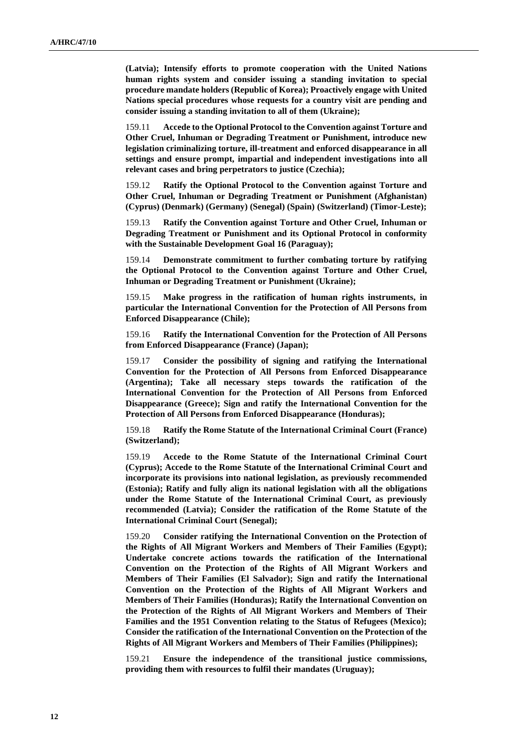**(Latvia); Intensify efforts to promote cooperation with the United Nations human rights system and consider issuing a standing invitation to special procedure mandate holders (Republic of Korea); Proactively engage with United Nations special procedures whose requests for a country visit are pending and consider issuing a standing invitation to all of them (Ukraine);**

159.11 **Accede to the Optional Protocol to the Convention against Torture and Other Cruel, Inhuman or Degrading Treatment or Punishment, introduce new legislation criminalizing torture, ill-treatment and enforced disappearance in all settings and ensure prompt, impartial and independent investigations into all relevant cases and bring perpetrators to justice (Czechia);**

159.12 **Ratify the Optional Protocol to the Convention against Torture and Other Cruel, Inhuman or Degrading Treatment or Punishment (Afghanistan) (Cyprus) (Denmark) (Germany) (Senegal) (Spain) (Switzerland) (Timor-Leste);**

159.13 **Ratify the Convention against Torture and Other Cruel, Inhuman or Degrading Treatment or Punishment and its Optional Protocol in conformity with the Sustainable Development Goal 16 (Paraguay);**

159.14 **Demonstrate commitment to further combating torture by ratifying the Optional Protocol to the Convention against Torture and Other Cruel, Inhuman or Degrading Treatment or Punishment (Ukraine);**

159.15 **Make progress in the ratification of human rights instruments, in particular the International Convention for the Protection of All Persons from Enforced Disappearance (Chile);**

159.16 **Ratify the International Convention for the Protection of All Persons from Enforced Disappearance (France) (Japan);**

159.17 **Consider the possibility of signing and ratifying the International Convention for the Protection of All Persons from Enforced Disappearance (Argentina); Take all necessary steps towards the ratification of the International Convention for the Protection of All Persons from Enforced Disappearance (Greece); Sign and ratify the International Convention for the Protection of All Persons from Enforced Disappearance (Honduras);**

159.18 **Ratify the Rome Statute of the International Criminal Court (France) (Switzerland);**

159.19 **Accede to the Rome Statute of the International Criminal Court (Cyprus); Accede to the Rome Statute of the International Criminal Court and incorporate its provisions into national legislation, as previously recommended (Estonia); Ratify and fully align its national legislation with all the obligations under the Rome Statute of the International Criminal Court, as previously recommended (Latvia); Consider the ratification of the Rome Statute of the International Criminal Court (Senegal);**

159.20 **Consider ratifying the International Convention on the Protection of the Rights of All Migrant Workers and Members of Their Families (Egypt); Undertake concrete actions towards the ratification of the International Convention on the Protection of the Rights of All Migrant Workers and Members of Their Families (El Salvador); Sign and ratify the International Convention on the Protection of the Rights of All Migrant Workers and Members of Their Families (Honduras); Ratify the International Convention on the Protection of the Rights of All Migrant Workers and Members of Their Families and the 1951 Convention relating to the Status of Refugees (Mexico); Consider the ratification of the International Convention on the Protection of the Rights of All Migrant Workers and Members of Their Families (Philippines);**

159.21 **Ensure the independence of the transitional justice commissions, providing them with resources to fulfil their mandates (Uruguay);**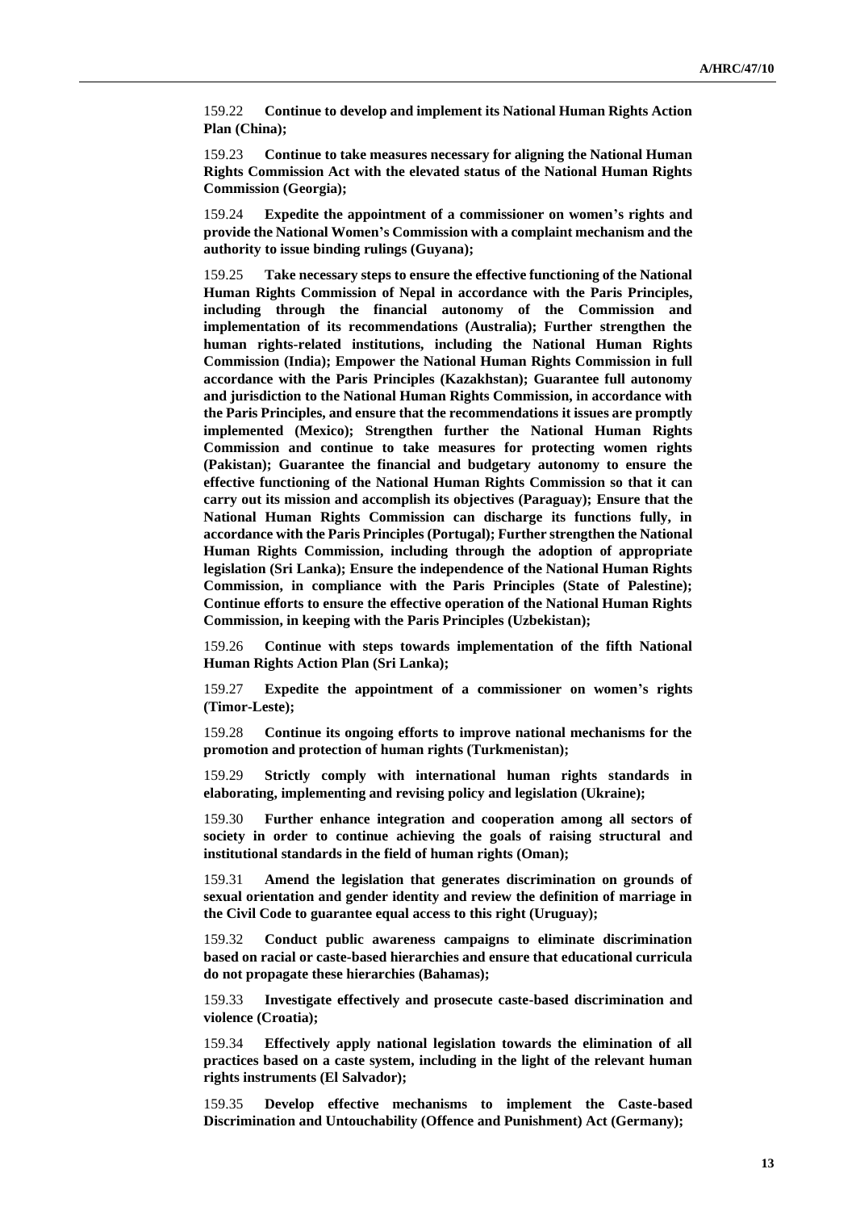159.22 **Continue to develop and implement its National Human Rights Action Plan (China);**

159.23 **Continue to take measures necessary for aligning the National Human Rights Commission Act with the elevated status of the National Human Rights Commission (Georgia);**

159.24 **Expedite the appointment of a commissioner on women's rights and provide the National Women's Commission with a complaint mechanism and the authority to issue binding rulings (Guyana);**

159.25 **Take necessary steps to ensure the effective functioning of the National Human Rights Commission of Nepal in accordance with the Paris Principles, including through the financial autonomy of the Commission and implementation of its recommendations (Australia); Further strengthen the human rights-related institutions, including the National Human Rights Commission (India); Empower the National Human Rights Commission in full accordance with the Paris Principles (Kazakhstan); Guarantee full autonomy and jurisdiction to the National Human Rights Commission, in accordance with the Paris Principles, and ensure that the recommendations it issues are promptly implemented (Mexico); Strengthen further the National Human Rights Commission and continue to take measures for protecting women rights (Pakistan); Guarantee the financial and budgetary autonomy to ensure the effective functioning of the National Human Rights Commission so that it can carry out its mission and accomplish its objectives (Paraguay); Ensure that the National Human Rights Commission can discharge its functions fully, in accordance with the Paris Principles (Portugal); Further strengthen the National Human Rights Commission, including through the adoption of appropriate legislation (Sri Lanka); Ensure the independence of the National Human Rights Commission, in compliance with the Paris Principles (State of Palestine); Continue efforts to ensure the effective operation of the National Human Rights Commission, in keeping with the Paris Principles (Uzbekistan);**

159.26 **Continue with steps towards implementation of the fifth National Human Rights Action Plan (Sri Lanka);**

159.27 **Expedite the appointment of a commissioner on women's rights (Timor-Leste);**

159.28 **Continue its ongoing efforts to improve national mechanisms for the promotion and protection of human rights (Turkmenistan);**

159.29 **Strictly comply with international human rights standards in elaborating, implementing and revising policy and legislation (Ukraine);**

159.30 **Further enhance integration and cooperation among all sectors of society in order to continue achieving the goals of raising structural and institutional standards in the field of human rights (Oman);**

159.31 **Amend the legislation that generates discrimination on grounds of sexual orientation and gender identity and review the definition of marriage in the Civil Code to guarantee equal access to this right (Uruguay);**

159.32 **Conduct public awareness campaigns to eliminate discrimination based on racial or caste-based hierarchies and ensure that educational curricula do not propagate these hierarchies (Bahamas);**

159.33 **Investigate effectively and prosecute caste-based discrimination and violence (Croatia);**

159.34 **Effectively apply national legislation towards the elimination of all practices based on a caste system, including in the light of the relevant human rights instruments (El Salvador);**

159.35 **Develop effective mechanisms to implement the Caste-based Discrimination and Untouchability (Offence and Punishment) Act (Germany);**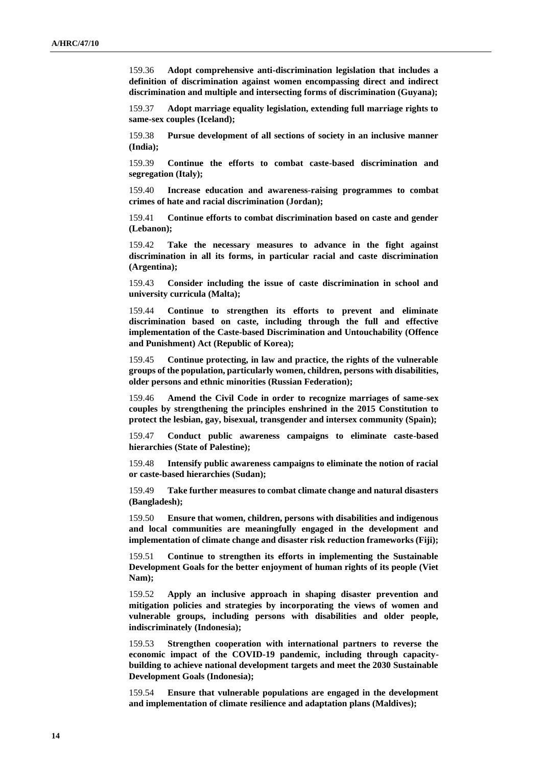159.36 **Adopt comprehensive anti-discrimination legislation that includes a definition of discrimination against women encompassing direct and indirect discrimination and multiple and intersecting forms of discrimination (Guyana);**

159.37 **Adopt marriage equality legislation, extending full marriage rights to same-sex couples (Iceland);**

159.38 **Pursue development of all sections of society in an inclusive manner (India);**

159.39 **Continue the efforts to combat caste-based discrimination and segregation (Italy);**

159.40 **Increase education and awareness-raising programmes to combat crimes of hate and racial discrimination (Jordan);**

159.41 **Continue efforts to combat discrimination based on caste and gender (Lebanon);**

159.42 **Take the necessary measures to advance in the fight against discrimination in all its forms, in particular racial and caste discrimination (Argentina);**

159.43 **Consider including the issue of caste discrimination in school and university curricula (Malta);**

159.44 **Continue to strengthen its efforts to prevent and eliminate discrimination based on caste, including through the full and effective implementation of the Caste-based Discrimination and Untouchability (Offence and Punishment) Act (Republic of Korea);**

159.45 **Continue protecting, in law and practice, the rights of the vulnerable groups of the population, particularly women, children, persons with disabilities, older persons and ethnic minorities (Russian Federation);**

159.46 **Amend the Civil Code in order to recognize marriages of same-sex couples by strengthening the principles enshrined in the 2015 Constitution to protect the lesbian, gay, bisexual, transgender and intersex community (Spain);**

159.47 **Conduct public awareness campaigns to eliminate caste-based hierarchies (State of Palestine);**

159.48 **Intensify public awareness campaigns to eliminate the notion of racial or caste-based hierarchies (Sudan);**

159.49 **Take further measures to combat climate change and natural disasters (Bangladesh);**

159.50 **Ensure that women, children, persons with disabilities and indigenous and local communities are meaningfully engaged in the development and implementation of climate change and disaster risk reduction frameworks (Fiji);**

159.51 **Continue to strengthen its efforts in implementing the Sustainable Development Goals for the better enjoyment of human rights of its people (Viet Nam);**

159.52 **Apply an inclusive approach in shaping disaster prevention and mitigation policies and strategies by incorporating the views of women and vulnerable groups, including persons with disabilities and older people, indiscriminately (Indonesia);**

159.53 **Strengthen cooperation with international partners to reverse the economic impact of the COVID-19 pandemic, including through capacity-building to achieve national development targets and meet the 2030 Sustainable Development Goals (Indonesia);**

159.54 **Ensure that vulnerable populations are engaged in the development and implementation of climate resilience and adaptation plans (Maldives);**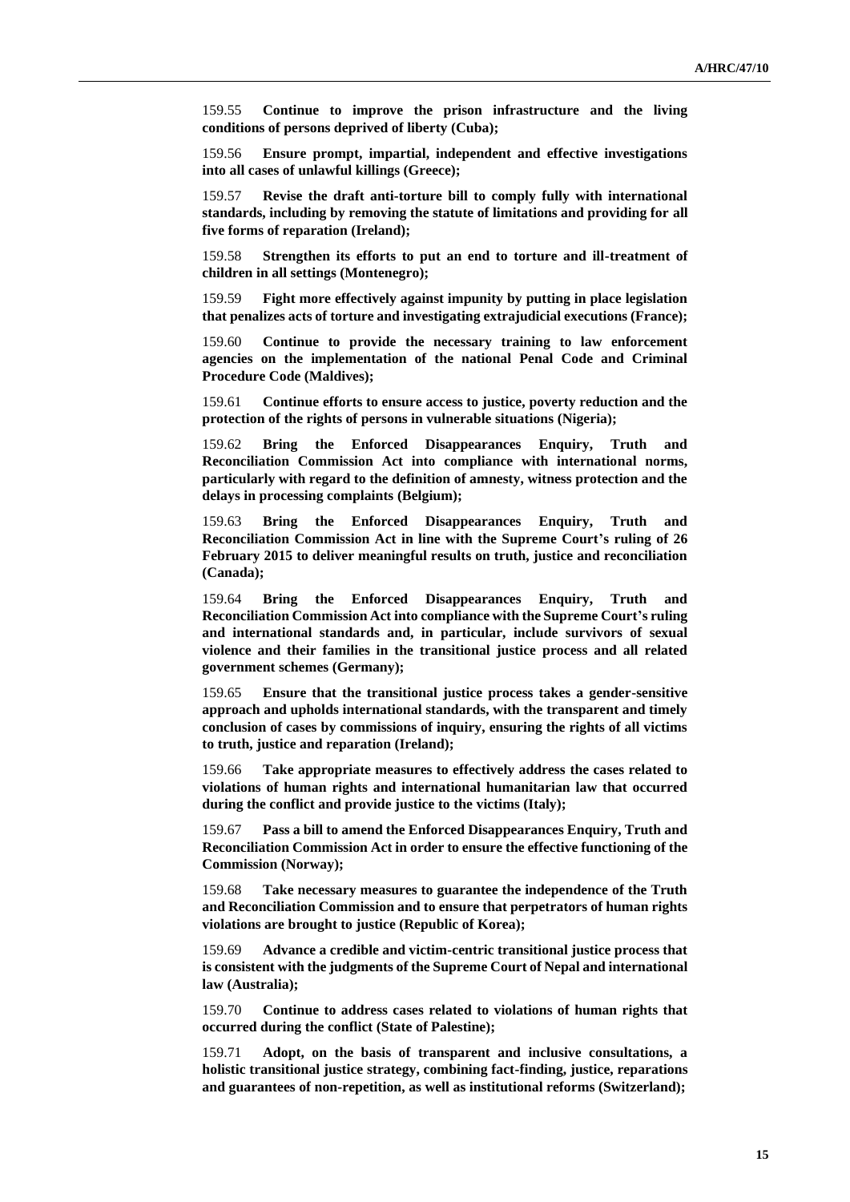159.55 **Continue to improve the prison infrastructure and the living conditions of persons deprived of liberty (Cuba);**

159.56 **Ensure prompt, impartial, independent and effective investigations into all cases of unlawful killings (Greece);**

159.57 **Revise the draft anti-torture bill to comply fully with international standards, including by removing the statute of limitations and providing for all five forms of reparation (Ireland);**

159.58 **Strengthen its efforts to put an end to torture and ill-treatment of children in all settings (Montenegro);**

159.59 **Fight more effectively against impunity by putting in place legislation that penalizes acts of torture and investigating extrajudicial executions (France);**

159.60 **Continue to provide the necessary training to law enforcement agencies on the implementation of the national Penal Code and Criminal Procedure Code (Maldives);**

159.61 **Continue efforts to ensure access to justice, poverty reduction and the protection of the rights of persons in vulnerable situations (Nigeria);**

159.62 **Bring the Enforced Disappearances Enquiry, Truth and Reconciliation Commission Act into compliance with international norms, particularly with regard to the definition of amnesty, witness protection and the delays in processing complaints (Belgium);**

159.63 **Bring the Enforced Disappearances Enquiry, Truth and Reconciliation Commission Act in line with the Supreme Court's ruling of 26 February 2015 to deliver meaningful results on truth, justice and reconciliation (Canada);**

159.64 **Bring the Enforced Disappearances Enquiry, Truth and Reconciliation Commission Act into compliance with the Supreme Court's ruling and international standards and, in particular, include survivors of sexual violence and their families in the transitional justice process and all related government schemes (Germany);**

159.65 **Ensure that the transitional justice process takes a gender-sensitive approach and upholds international standards, with the transparent and timely conclusion of cases by commissions of inquiry, ensuring the rights of all victims to truth, justice and reparation (Ireland);**

159.66 **Take appropriate measures to effectively address the cases related to violations of human rights and international humanitarian law that occurred during the conflict and provide justice to the victims (Italy);**

159.67 **Pass a bill to amend the Enforced Disappearances Enquiry, Truth and Reconciliation Commission Act in order to ensure the effective functioning of the Commission (Norway);**

159.68 **Take necessary measures to guarantee the independence of the Truth and Reconciliation Commission and to ensure that perpetrators of human rights violations are brought to justice (Republic of Korea);**

159.69 **Advance a credible and victim-centric transitional justice process that is consistent with the judgments of the Supreme Court of Nepal and international law (Australia);**

159.70 **Continue to address cases related to violations of human rights that occurred during the conflict (State of Palestine);**

159.71 **Adopt, on the basis of transparent and inclusive consultations, a holistic transitional justice strategy, combining fact-finding, justice, reparations and guarantees of non-repetition, as well as institutional reforms (Switzerland);**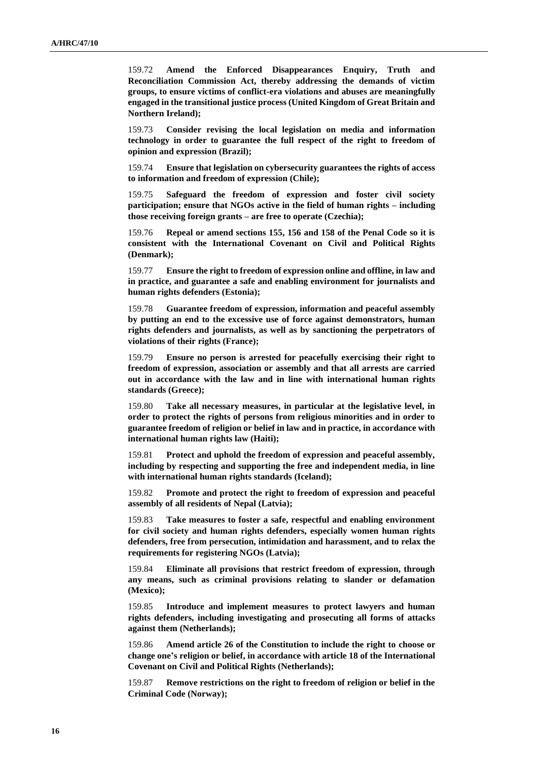159.72 **Amend the Enforced Disappearances Enquiry, Truth and Reconciliation Commission Act, thereby addressing the demands of victim groups, to ensure victims of conflict-era violations and abuses are meaningfully engaged in the transitional justice process (United Kingdom of Great Britain and Northern Ireland);**

159.73 **Consider revising the local legislation on media and information technology in order to guarantee the full respect of the right to freedom of opinion and expression (Brazil);**

159.74 **Ensure that legislation on cybersecurity guarantees the rights of access to information and freedom of expression (Chile);**

159.75 **Safeguard the freedom of expression and foster civil society participation; ensure that NGOs active in the field of human rights – including those receiving foreign grants – are free to operate (Czechia);**

159.76 **Repeal or amend sections 155, 156 and 158 of the Penal Code so it is consistent with the International Covenant on Civil and Political Rights (Denmark);**

159.77 **Ensure the right to freedom of expression online and offline, in law and in practice, and guarantee a safe and enabling environment for journalists and human rights defenders (Estonia);**

159.78 **Guarantee freedom of expression, information and peaceful assembly by putting an end to the excessive use of force against demonstrators, human rights defenders and journalists, as well as by sanctioning the perpetrators of violations of their rights (France);**

159.79 **Ensure no person is arrested for peacefully exercising their right to freedom of expression, association or assembly and that all arrests are carried out in accordance with the law and in line with international human rights standards (Greece);**

159.80 **Take all necessary measures, in particular at the legislative level, in order to protect the rights of persons from religious minorities and in order to guarantee freedom of religion or belief in law and in practice, in accordance with international human rights law (Haiti);**

159.81 **Protect and uphold the freedom of expression and peaceful assembly, including by respecting and supporting the free and independent media, in line with international human rights standards (Iceland);**

159.82 **Promote and protect the right to freedom of expression and peaceful assembly of all residents of Nepal (Latvia);**

159.83 **Take measures to foster a safe, respectful and enabling environment for civil society and human rights defenders, especially women human rights defenders, free from persecution, intimidation and harassment, and to relax the requirements for registering NGOs (Latvia);**

159.84 **Eliminate all provisions that restrict freedom of expression, through any means, such as criminal provisions relating to slander or defamation (Mexico);**

159.85 **Introduce and implement measures to protect lawyers and human rights defenders, including investigating and prosecuting all forms of attacks against them (Netherlands);**

159.86 **Amend article 26 of the Constitution to include the right to choose or change one's religion or belief, in accordance with article 18 of the International Covenant on Civil and Political Rights (Netherlands);**

159.87 **Remove restrictions on the right to freedom of religion or belief in the Criminal Code (Norway);**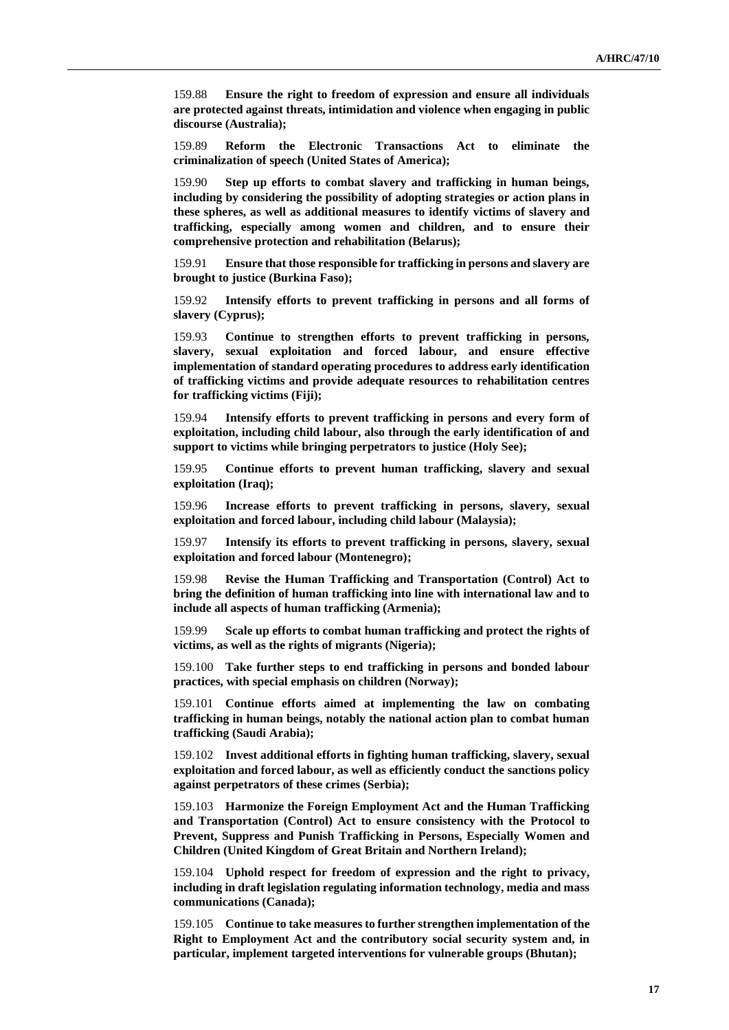159.88 **Ensure the right to freedom of expression and ensure all individuals are protected against threats, intimidation and violence when engaging in public discourse (Australia);**

159.89 **Reform the Electronic Transactions Act to eliminate the criminalization of speech (United States of America);**

159.90 **Step up efforts to combat slavery and trafficking in human beings, including by considering the possibility of adopting strategies or action plans in these spheres, as well as additional measures to identify victims of slavery and trafficking, especially among women and children, and to ensure their comprehensive protection and rehabilitation (Belarus);**

159.91 **Ensure that those responsible for trafficking in persons and slavery are brought to justice (Burkina Faso);**

159.92 **Intensify efforts to prevent trafficking in persons and all forms of slavery (Cyprus);**

159.93 **Continue to strengthen efforts to prevent trafficking in persons, slavery, sexual exploitation and forced labour, and ensure effective implementation of standard operating procedures to address early identification of trafficking victims and provide adequate resources to rehabilitation centres for trafficking victims (Fiji);**

159.94 **Intensify efforts to prevent trafficking in persons and every form of exploitation, including child labour, also through the early identification of and support to victims while bringing perpetrators to justice (Holy See);**

159.95 **Continue efforts to prevent human trafficking, slavery and sexual exploitation (Iraq);**

159.96 **Increase efforts to prevent trafficking in persons, slavery, sexual exploitation and forced labour, including child labour (Malaysia);**

159.97 **Intensify its efforts to prevent trafficking in persons, slavery, sexual exploitation and forced labour (Montenegro);**

159.98 **Revise the Human Trafficking and Transportation (Control) Act to bring the definition of human trafficking into line with international law and to include all aspects of human trafficking (Armenia);**

159.99 **Scale up efforts to combat human trafficking and protect the rights of victims, as well as the rights of migrants (Nigeria);**

159.100 **Take further steps to end trafficking in persons and bonded labour practices, with special emphasis on children (Norway);**

159.101 **Continue efforts aimed at implementing the law on combating trafficking in human beings, notably the national action plan to combat human trafficking (Saudi Arabia);**

159.102 **Invest additional efforts in fighting human trafficking, slavery, sexual exploitation and forced labour, as well as efficiently conduct the sanctions policy against perpetrators of these crimes (Serbia);**

159.103 **Harmonize the Foreign Employment Act and the Human Trafficking and Transportation (Control) Act to ensure consistency with the Protocol to Prevent, Suppress and Punish Trafficking in Persons, Especially Women and Children (United Kingdom of Great Britain and Northern Ireland);**

159.104 **Uphold respect for freedom of expression and the right to privacy, including in draft legislation regulating information technology, media and mass communications (Canada);**

159.105 **Continue to take measures to further strengthen implementation of the Right to Employment Act and the contributory social security system and, in particular, implement targeted interventions for vulnerable groups (Bhutan);**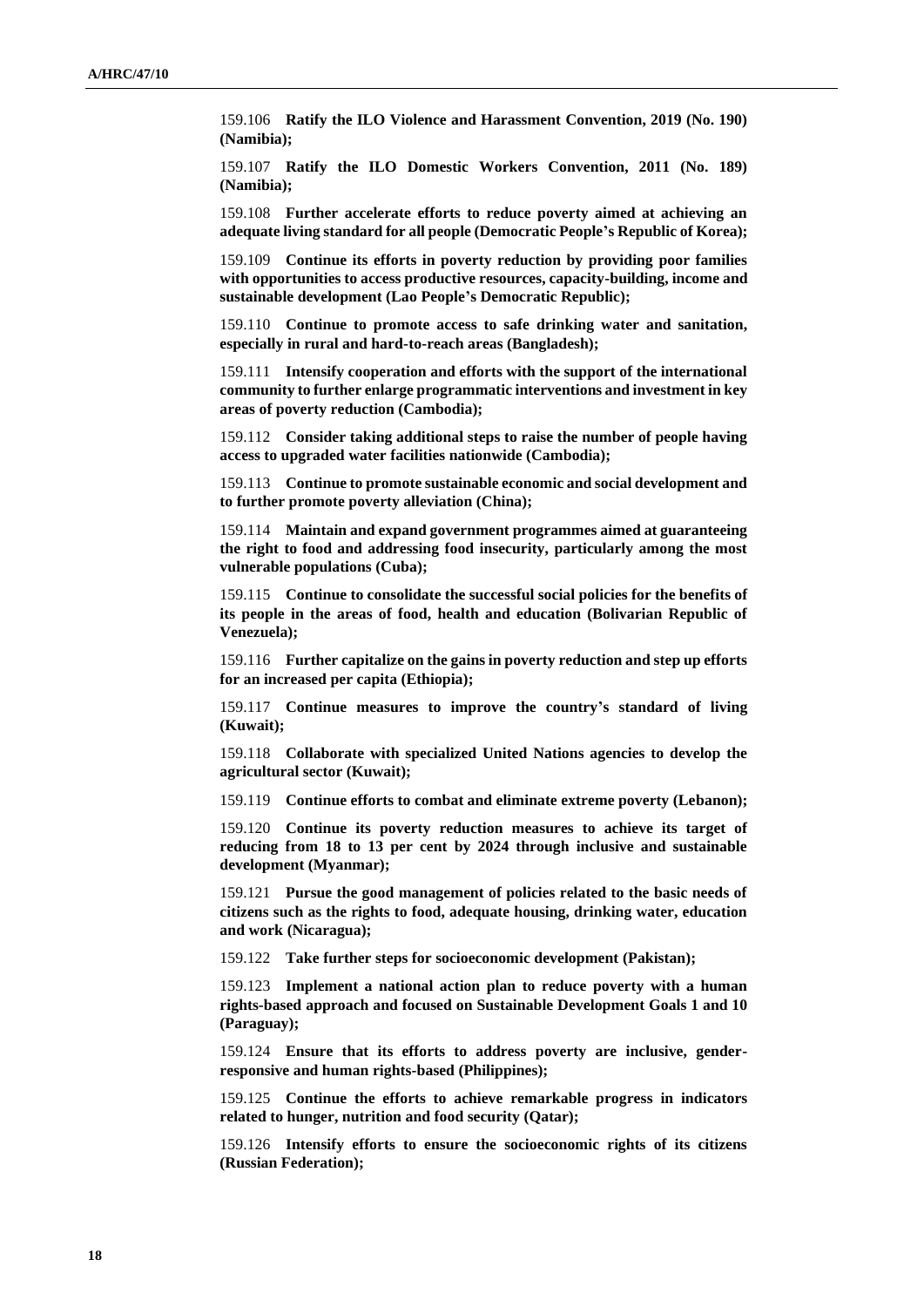159.106 **Ratify the ILO Violence and Harassment Convention, 2019 (No. 190) (Namibia);**

159.107 **Ratify the ILO Domestic Workers Convention, 2011 (No. 189) (Namibia);**

159.108 **Further accelerate efforts to reduce poverty aimed at achieving an adequate living standard for all people (Democratic People's Republic of Korea);**

159.109 **Continue its efforts in poverty reduction by providing poor families with opportunities to access productive resources, capacity-building, income and sustainable development (Lao People's Democratic Republic);**

159.110 **Continue to promote access to safe drinking water and sanitation, especially in rural and hard-to-reach areas (Bangladesh);**

159.111 **Intensify cooperation and efforts with the support of the international community to further enlarge programmatic interventions and investment in key areas of poverty reduction (Cambodia);**

159.112 **Consider taking additional steps to raise the number of people having access to upgraded water facilities nationwide (Cambodia);**

159.113 **Continue to promote sustainable economic and social development and to further promote poverty alleviation (China);**

159.114 **Maintain and expand government programmes aimed at guaranteeing the right to food and addressing food insecurity, particularly among the most vulnerable populations (Cuba);**

159.115 **Continue to consolidate the successful social policies for the benefits of its people in the areas of food, health and education (Bolivarian Republic of Venezuela);**

159.116 **Further capitalize on the gains in poverty reduction and step up efforts for an increased per capita (Ethiopia);**

159.117 **Continue measures to improve the country's standard of living (Kuwait);**

159.118 **Collaborate with specialized United Nations agencies to develop the agricultural sector (Kuwait);**

159.119 **Continue efforts to combat and eliminate extreme poverty (Lebanon);**

159.120 **Continue its poverty reduction measures to achieve its target of reducing from 18 to 13 per cent by 2024 through inclusive and sustainable development (Myanmar);**

159.121 **Pursue the good management of policies related to the basic needs of citizens such as the rights to food, adequate housing, drinking water, education and work (Nicaragua);**

159.122 **Take further steps for socioeconomic development (Pakistan);**

159.123 **Implement a national action plan to reduce poverty with a human rights-based approach and focused on Sustainable Development Goals 1 and 10 (Paraguay);**

159.124 **Ensure that its efforts to address poverty are inclusive, gender-responsive and human rights-based (Philippines);**

159.125 **Continue the efforts to achieve remarkable progress in indicators related to hunger, nutrition and food security (Qatar);**

159.126 **Intensify efforts to ensure the socioeconomic rights of its citizens (Russian Federation);**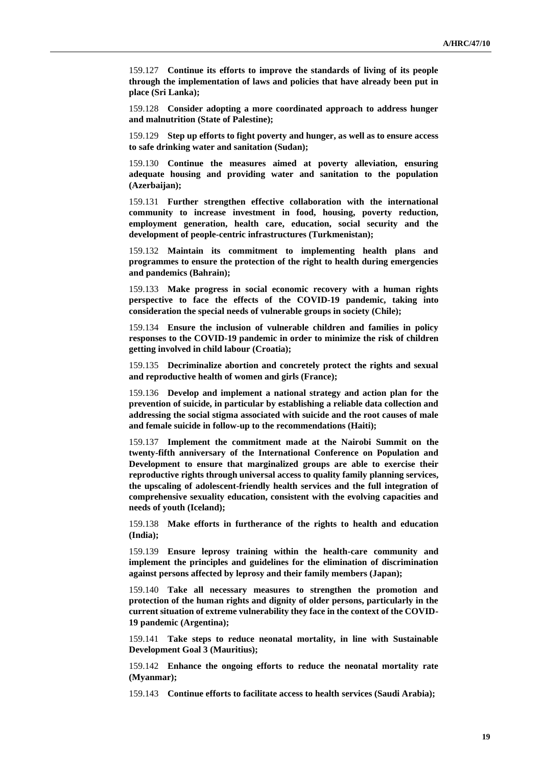159.127 **Continue its efforts to improve the standards of living of its people through the implementation of laws and policies that have already been put in place (Sri Lanka);**

159.128 **Consider adopting a more coordinated approach to address hunger and malnutrition (State of Palestine);**

159.129 **Step up efforts to fight poverty and hunger, as well as to ensure access to safe drinking water and sanitation (Sudan);**

159.130 **Continue the measures aimed at poverty alleviation, ensuring adequate housing and providing water and sanitation to the population (Azerbaijan);**

159.131 **Further strengthen effective collaboration with the international community to increase investment in food, housing, poverty reduction, employment generation, health care, education, social security and the development of people-centric infrastructures (Turkmenistan);**

159.132 **Maintain its commitment to implementing health plans and programmes to ensure the protection of the right to health during emergencies and pandemics (Bahrain);**

159.133 **Make progress in social economic recovery with a human rights perspective to face the effects of the COVID-19 pandemic, taking into consideration the special needs of vulnerable groups in society (Chile);**

159.134 **Ensure the inclusion of vulnerable children and families in policy responses to the COVID-19 pandemic in order to minimize the risk of children getting involved in child labour (Croatia);**

159.135 **Decriminalize abortion and concretely protect the rights and sexual and reproductive health of women and girls (France);**

159.136 **Develop and implement a national strategy and action plan for the prevention of suicide, in particular by establishing a reliable data collection and addressing the social stigma associated with suicide and the root causes of male and female suicide in follow-up to the recommendations (Haiti);**

159.137 **Implement the commitment made at the Nairobi Summit on the twenty-fifth anniversary of the International Conference on Population and Development to ensure that marginalized groups are able to exercise their reproductive rights through universal access to quality family planning services, the upscaling of adolescent-friendly health services and the full integration of comprehensive sexuality education, consistent with the evolving capacities and needs of youth (Iceland);**

159.138 **Make efforts in furtherance of the rights to health and education (India);**

159.139 **Ensure leprosy training within the health-care community and implement the principles and guidelines for the elimination of discrimination against persons affected by leprosy and their family members (Japan);**

159.140 **Take all necessary measures to strengthen the promotion and protection of the human rights and dignity of older persons, particularly in the current situation of extreme vulnerability they face in the context of the COVID-19 pandemic (Argentina);**

159.141 **Take steps to reduce neonatal mortality, in line with Sustainable Development Goal 3 (Mauritius);**

159.142 **Enhance the ongoing efforts to reduce the neonatal mortality rate (Myanmar);**

159.143 **Continue efforts to facilitate access to health services (Saudi Arabia);**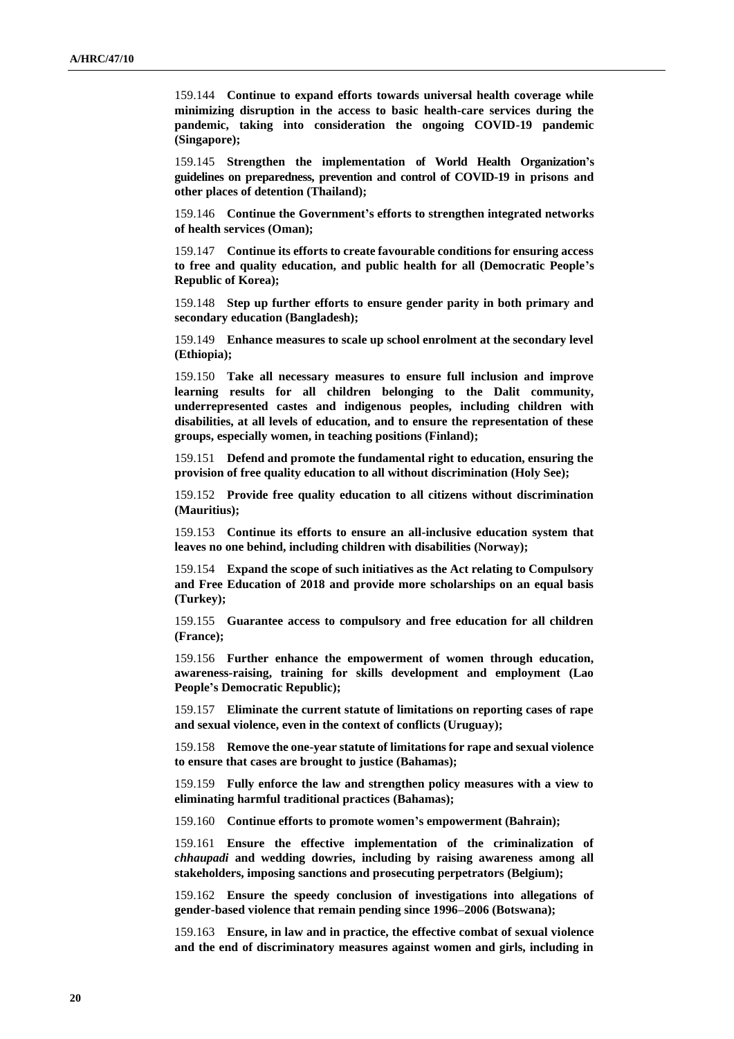159.144 **Continue to expand efforts towards universal health coverage while minimizing disruption in the access to basic health-care services during the pandemic, taking into consideration the ongoing COVID-19 pandemic (Singapore);**

159.145 **Strengthen the implementation of World Health Organization's guidelines on preparedness, prevention and control of COVID-19 in prisons and other places of detention (Thailand);**

159.146 **Continue the Government's efforts to strengthen integrated networks of health services (Oman);**

159.147 **Continue its efforts to create favourable conditions for ensuring access to free and quality education, and public health for all (Democratic People's Republic of Korea);**

159.148 **Step up further efforts to ensure gender parity in both primary and secondary education (Bangladesh);**

159.149 **Enhance measures to scale up school enrolment at the secondary level (Ethiopia);**

159.150 **Take all necessary measures to ensure full inclusion and improve learning results for all children belonging to the Dalit community, underrepresented castes and indigenous peoples, including children with disabilities, at all levels of education, and to ensure the representation of these groups, especially women, in teaching positions (Finland);**

159.151 **Defend and promote the fundamental right to education, ensuring the provision of free quality education to all without discrimination (Holy See);**

159.152 **Provide free quality education to all citizens without discrimination (Mauritius);**

159.153 **Continue its efforts to ensure an all-inclusive education system that leaves no one behind, including children with disabilities (Norway);**

159.154 **Expand the scope of such initiatives as the Act relating to Compulsory and Free Education of 2018 and provide more scholarships on an equal basis (Turkey);**

159.155 **Guarantee access to compulsory and free education for all children (France);**

159.156 **Further enhance the empowerment of women through education, awareness-raising, training for skills development and employment (Lao People's Democratic Republic);**

159.157 **Eliminate the current statute of limitations on reporting cases of rape and sexual violence, even in the context of conflicts (Uruguay);**

159.158 **Remove the one-year statute of limitations for rape and sexual violence to ensure that cases are brought to justice (Bahamas);**

159.159 **Fully enforce the law and strengthen policy measures with a view to eliminating harmful traditional practices (Bahamas);**

159.160 **Continue efforts to promote women's empowerment (Bahrain);**

159.161 **Ensure the effective implementation of the criminalization of *chhaupadi* and wedding dowries, including by raising awareness among all stakeholders, imposing sanctions and prosecuting perpetrators (Belgium);**

159.162 **Ensure the speedy conclusion of investigations into allegations of gender-based violence that remain pending since 1996–2006 (Botswana);**

159.163 **Ensure, in law and in practice, the effective combat of sexual violence and the end of discriminatory measures against women and girls, including in**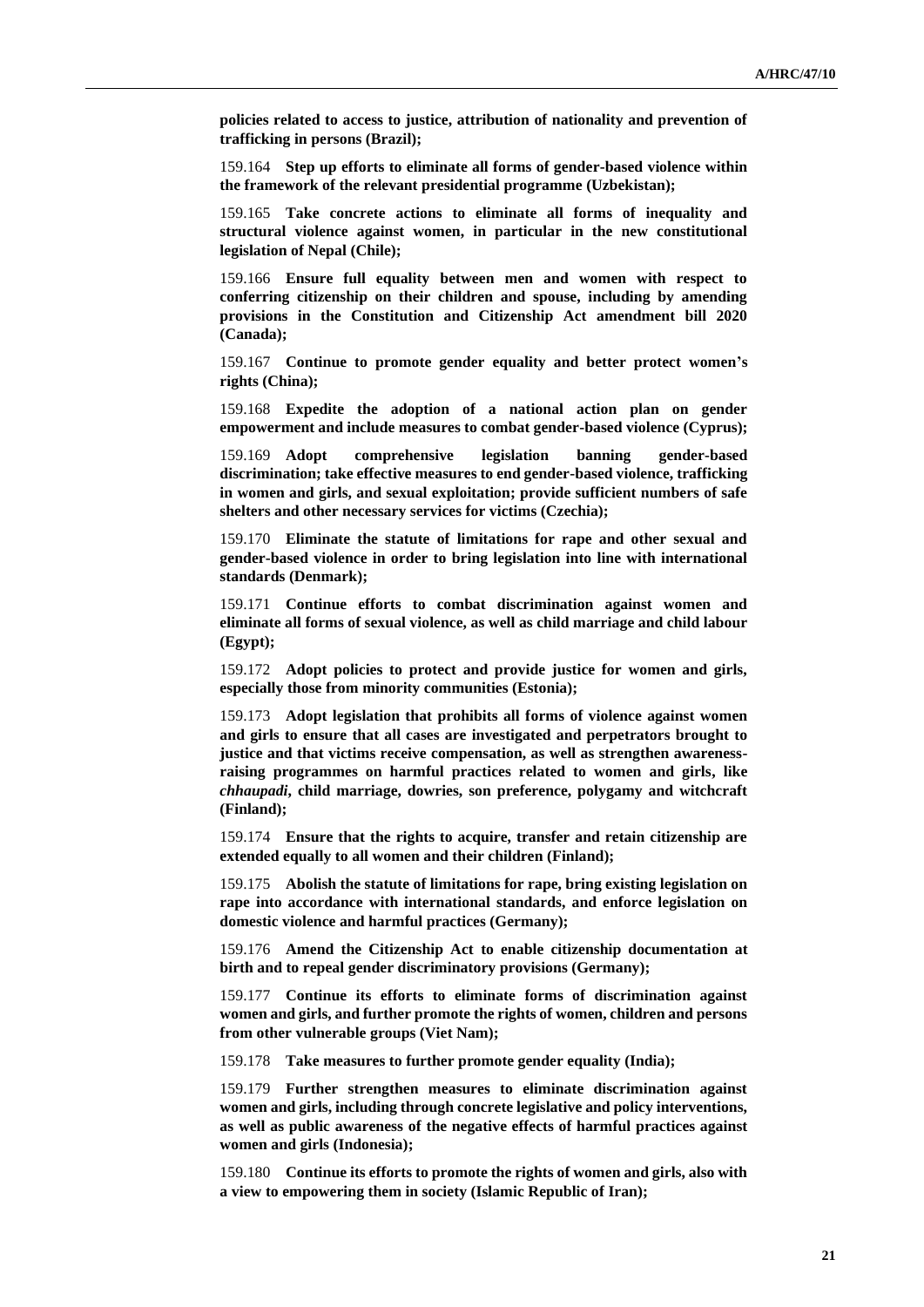**policies related to access to justice, attribution of nationality and prevention of trafficking in persons (Brazil);**

159.164 **Step up efforts to eliminate all forms of gender-based violence within the framework of the relevant presidential programme (Uzbekistan);**

159.165 **Take concrete actions to eliminate all forms of inequality and structural violence against women, in particular in the new constitutional legislation of Nepal (Chile);**

159.166 **Ensure full equality between men and women with respect to conferring citizenship on their children and spouse, including by amending provisions in the Constitution and Citizenship Act amendment bill 2020 (Canada);**

159.167 **Continue to promote gender equality and better protect women's rights (China);**

159.168 **Expedite the adoption of a national action plan on gender empowerment and include measures to combat gender-based violence (Cyprus);**

159.169 **Adopt comprehensive legislation banning gender-based discrimination; take effective measures to end gender-based violence, trafficking in women and girls, and sexual exploitation; provide sufficient numbers of safe shelters and other necessary services for victims (Czechia);**

159.170 **Eliminate the statute of limitations for rape and other sexual and gender-based violence in order to bring legislation into line with international standards (Denmark);**

159.171 **Continue efforts to combat discrimination against women and eliminate all forms of sexual violence, as well as child marriage and child labour (Egypt);**

159.172 **Adopt policies to protect and provide justice for women and girls, especially those from minority communities (Estonia);**

159.173 **Adopt legislation that prohibits all forms of violence against women and girls to ensure that all cases are investigated and perpetrators brought to justice and that victims receive compensation, as well as strengthen awareness-raising programmes on harmful practices related to women and girls, like *chhaupadi*, child marriage, dowries, son preference, polygamy and witchcraft (Finland);**

159.174 **Ensure that the rights to acquire, transfer and retain citizenship are extended equally to all women and their children (Finland);**

159.175 **Abolish the statute of limitations for rape, bring existing legislation on rape into accordance with international standards, and enforce legislation on domestic violence and harmful practices (Germany);**

159.176 **Amend the Citizenship Act to enable citizenship documentation at birth and to repeal gender discriminatory provisions (Germany);**

159.177 **Continue its efforts to eliminate forms of discrimination against women and girls, and further promote the rights of women, children and persons from other vulnerable groups (Viet Nam);**

159.178 **Take measures to further promote gender equality (India);**

159.179 **Further strengthen measures to eliminate discrimination against women and girls, including through concrete legislative and policy interventions, as well as public awareness of the negative effects of harmful practices against women and girls (Indonesia);**

159.180 **Continue its efforts to promote the rights of women and girls, also with a view to empowering them in society (Islamic Republic of Iran);**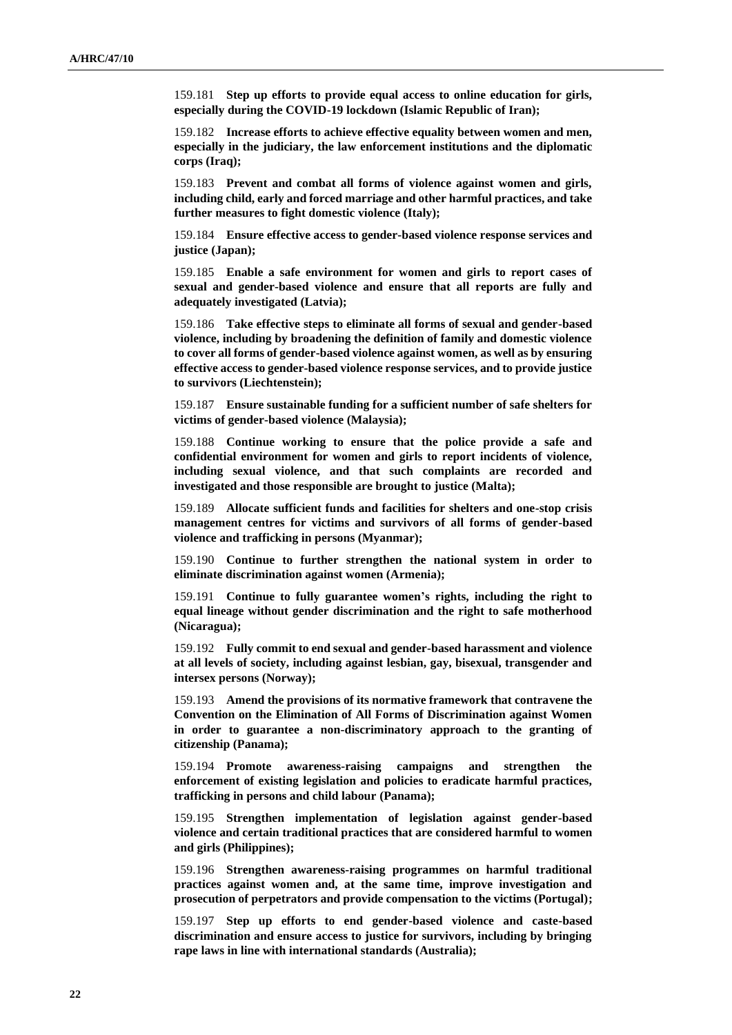159.181 **Step up efforts to provide equal access to online education for girls, especially during the COVID-19 lockdown (Islamic Republic of Iran);**

159.182 **Increase efforts to achieve effective equality between women and men, especially in the judiciary, the law enforcement institutions and the diplomatic corps (Iraq);**

159.183 **Prevent and combat all forms of violence against women and girls, including child, early and forced marriage and other harmful practices, and take further measures to fight domestic violence (Italy);**

159.184 **Ensure effective access to gender-based violence response services and justice (Japan);**

159.185 **Enable a safe environment for women and girls to report cases of sexual and gender-based violence and ensure that all reports are fully and adequately investigated (Latvia);**

159.186 **Take effective steps to eliminate all forms of sexual and gender-based violence, including by broadening the definition of family and domestic violence to cover all forms of gender-based violence against women, as well as by ensuring effective access to gender-based violence response services, and to provide justice to survivors (Liechtenstein);**

159.187 **Ensure sustainable funding for a sufficient number of safe shelters for victims of gender-based violence (Malaysia);**

159.188 **Continue working to ensure that the police provide a safe and confidential environment for women and girls to report incidents of violence, including sexual violence, and that such complaints are recorded and investigated and those responsible are brought to justice (Malta);**

159.189 **Allocate sufficient funds and facilities for shelters and one-stop crisis management centres for victims and survivors of all forms of gender-based violence and trafficking in persons (Myanmar);**

159.190 **Continue to further strengthen the national system in order to eliminate discrimination against women (Armenia);**

159.191 **Continue to fully guarantee women's rights, including the right to equal lineage without gender discrimination and the right to safe motherhood (Nicaragua);**

159.192 **Fully commit to end sexual and gender-based harassment and violence at all levels of society, including against lesbian, gay, bisexual, transgender and intersex persons (Norway);**

159.193 **Amend the provisions of its normative framework that contravene the Convention on the Elimination of All Forms of Discrimination against Women in order to guarantee a non-discriminatory approach to the granting of citizenship (Panama);**

159.194 **Promote awareness-raising campaigns and strengthen the enforcement of existing legislation and policies to eradicate harmful practices, trafficking in persons and child labour (Panama);**

159.195 **Strengthen implementation of legislation against gender-based violence and certain traditional practices that are considered harmful to women and girls (Philippines);**

159.196 **Strengthen awareness-raising programmes on harmful traditional practices against women and, at the same time, improve investigation and prosecution of perpetrators and provide compensation to the victims (Portugal);**

159.197 **Step up efforts to end gender-based violence and caste-based discrimination and ensure access to justice for survivors, including by bringing rape laws in line with international standards (Australia);**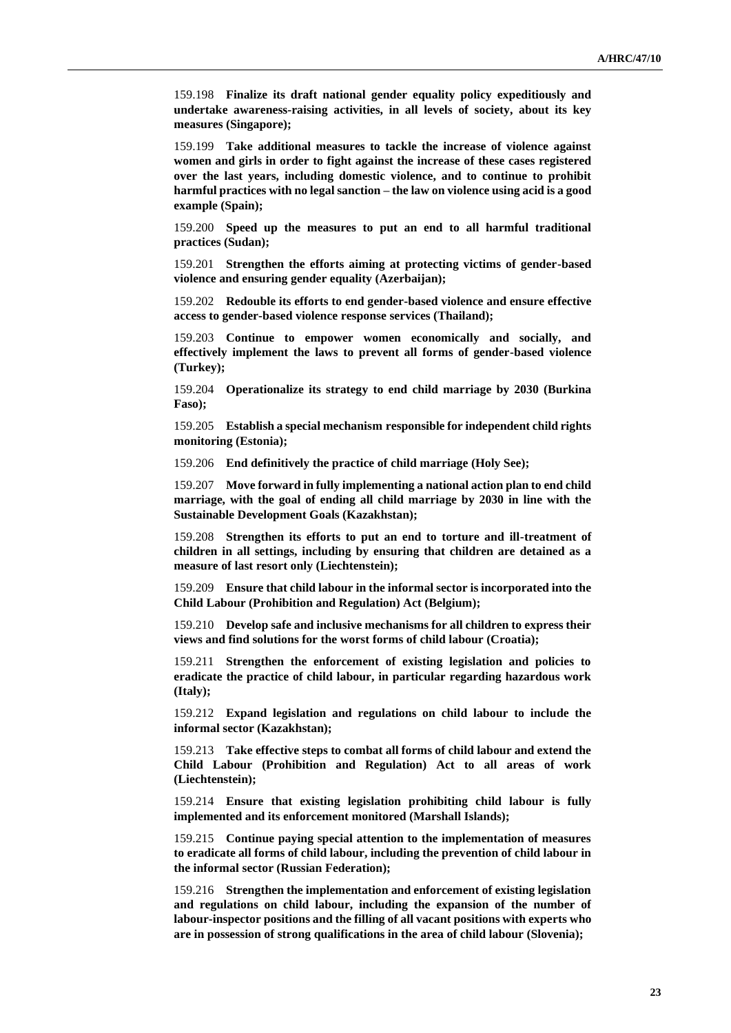159.198 **Finalize its draft national gender equality policy expeditiously and undertake awareness-raising activities, in all levels of society, about its key measures (Singapore);**

159.199 **Take additional measures to tackle the increase of violence against women and girls in order to fight against the increase of these cases registered over the last years, including domestic violence, and to continue to prohibit harmful practices with no legal sanction – the law on violence using acid is a good example (Spain);**

159.200 **Speed up the measures to put an end to all harmful traditional practices (Sudan);**

159.201 **Strengthen the efforts aiming at protecting victims of gender-based violence and ensuring gender equality (Azerbaijan);**

159.202 **Redouble its efforts to end gender-based violence and ensure effective access to gender-based violence response services (Thailand);**

159.203 **Continue to empower women economically and socially, and effectively implement the laws to prevent all forms of gender-based violence (Turkey);**

159.204 **Operationalize its strategy to end child marriage by 2030 (Burkina Faso);**

159.205 **Establish a special mechanism responsible for independent child rights monitoring (Estonia);**

159.206 **End definitively the practice of child marriage (Holy See);**

159.207 **Move forward in fully implementing a national action plan to end child marriage, with the goal of ending all child marriage by 2030 in line with the Sustainable Development Goals (Kazakhstan);**

159.208 **Strengthen its efforts to put an end to torture and ill-treatment of children in all settings, including by ensuring that children are detained as a measure of last resort only (Liechtenstein);**

159.209 **Ensure that child labour in the informal sector is incorporated into the Child Labour (Prohibition and Regulation) Act (Belgium);**

159.210 **Develop safe and inclusive mechanisms for all children to express their views and find solutions for the worst forms of child labour (Croatia);**

159.211 **Strengthen the enforcement of existing legislation and policies to eradicate the practice of child labour, in particular regarding hazardous work (Italy);**

159.212 **Expand legislation and regulations on child labour to include the informal sector (Kazakhstan);**

159.213 **Take effective steps to combat all forms of child labour and extend the Child Labour (Prohibition and Regulation) Act to all areas of work (Liechtenstein);**

159.214 **Ensure that existing legislation prohibiting child labour is fully implemented and its enforcement monitored (Marshall Islands);**

159.215 **Continue paying special attention to the implementation of measures to eradicate all forms of child labour, including the prevention of child labour in the informal sector (Russian Federation);**

159.216 **Strengthen the implementation and enforcement of existing legislation and regulations on child labour, including the expansion of the number of labour-inspector positions and the filling of all vacant positions with experts who are in possession of strong qualifications in the area of child labour (Slovenia);**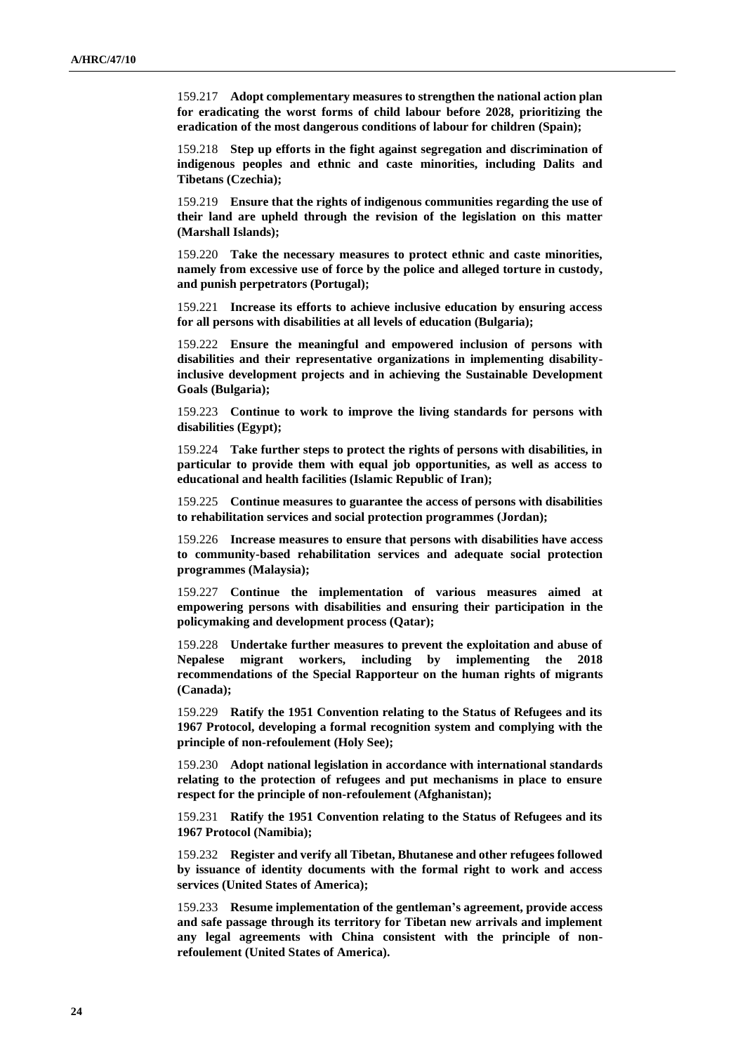159.217 **Adopt complementary measures to strengthen the national action plan for eradicating the worst forms of child labour before 2028, prioritizing the eradication of the most dangerous conditions of labour for children (Spain);**

159.218 **Step up efforts in the fight against segregation and discrimination of indigenous peoples and ethnic and caste minorities, including Dalits and Tibetans (Czechia);**

159.219 **Ensure that the rights of indigenous communities regarding the use of their land are upheld through the revision of the legislation on this matter (Marshall Islands);**

159.220 **Take the necessary measures to protect ethnic and caste minorities, namely from excessive use of force by the police and alleged torture in custody, and punish perpetrators (Portugal);**

159.221 **Increase its efforts to achieve inclusive education by ensuring access for all persons with disabilities at all levels of education (Bulgaria);**

159.222 **Ensure the meaningful and empowered inclusion of persons with disabilities and their representative organizations in implementing disability-inclusive development projects and in achieving the Sustainable Development Goals (Bulgaria);**

159.223 **Continue to work to improve the living standards for persons with disabilities (Egypt);**

159.224 **Take further steps to protect the rights of persons with disabilities, in particular to provide them with equal job opportunities, as well as access to educational and health facilities (Islamic Republic of Iran);**

159.225 **Continue measures to guarantee the access of persons with disabilities to rehabilitation services and social protection programmes (Jordan);**

159.226 **Increase measures to ensure that persons with disabilities have access to community-based rehabilitation services and adequate social protection programmes (Malaysia);**

159.227 **Continue the implementation of various measures aimed at empowering persons with disabilities and ensuring their participation in the policymaking and development process (Qatar);**

159.228 **Undertake further measures to prevent the exploitation and abuse of Nepalese migrant workers, including by implementing the 2018 recommendations of the Special Rapporteur on the human rights of migrants (Canada);**

159.229 **Ratify the 1951 Convention relating to the Status of Refugees and its 1967 Protocol, developing a formal recognition system and complying with the principle of non-refoulement (Holy See);**

159.230 **Adopt national legislation in accordance with international standards relating to the protection of refugees and put mechanisms in place to ensure respect for the principle of non-refoulement (Afghanistan);**

159.231 **Ratify the 1951 Convention relating to the Status of Refugees and its 1967 Protocol (Namibia);**

159.232 **Register and verify all Tibetan, Bhutanese and other refugees followed by issuance of identity documents with the formal right to work and access services (United States of America);**

159.233 **Resume implementation of the gentleman's agreement, provide access and safe passage through its territory for Tibetan new arrivals and implement any legal agreements with China consistent with the principle of non-refoulement (United States of America).**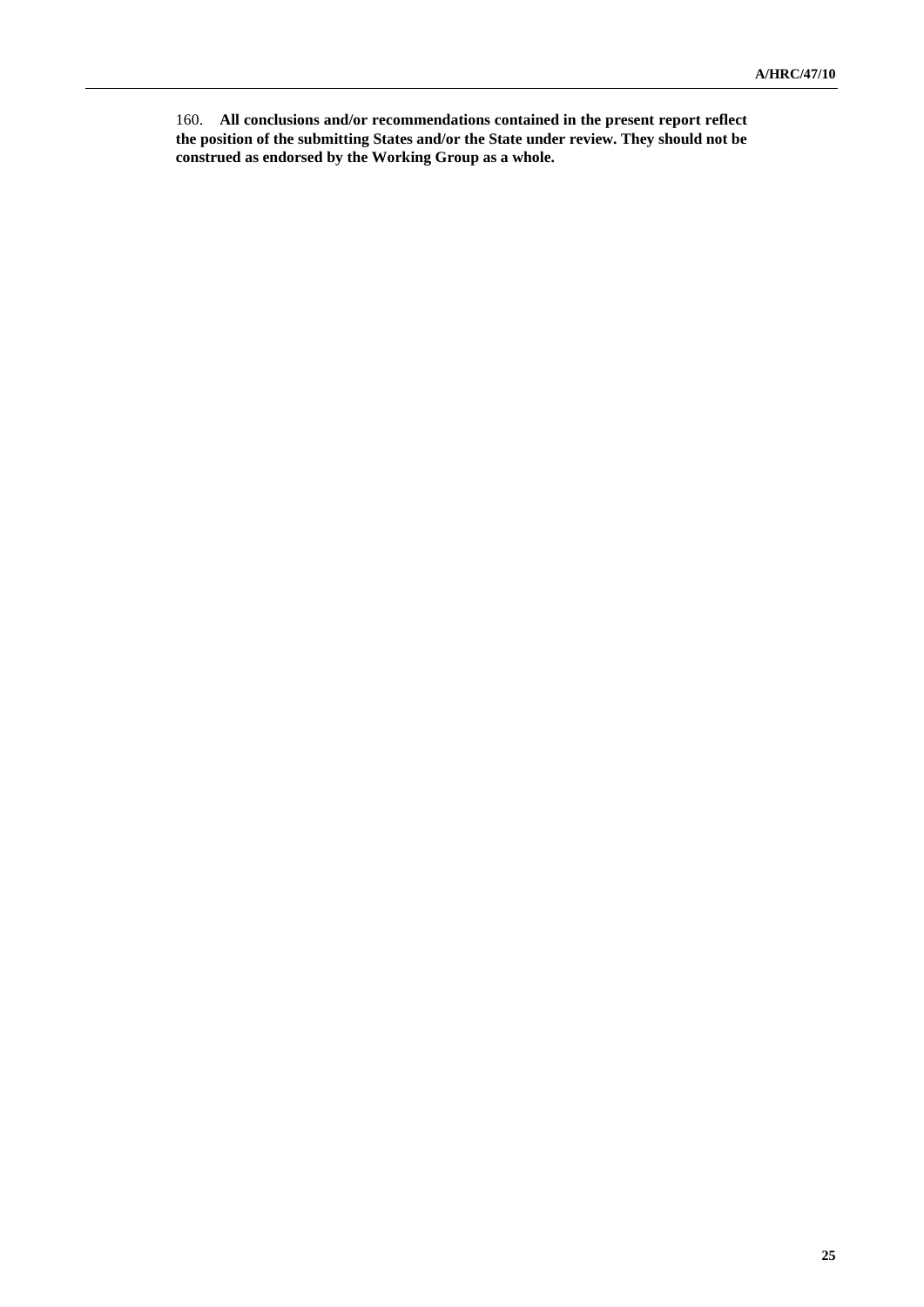160. **All conclusions and/or recommendations contained in the present report reflect the position of the submitting States and/or the State under review. They should not be construed as endorsed by the Working Group as a whole.**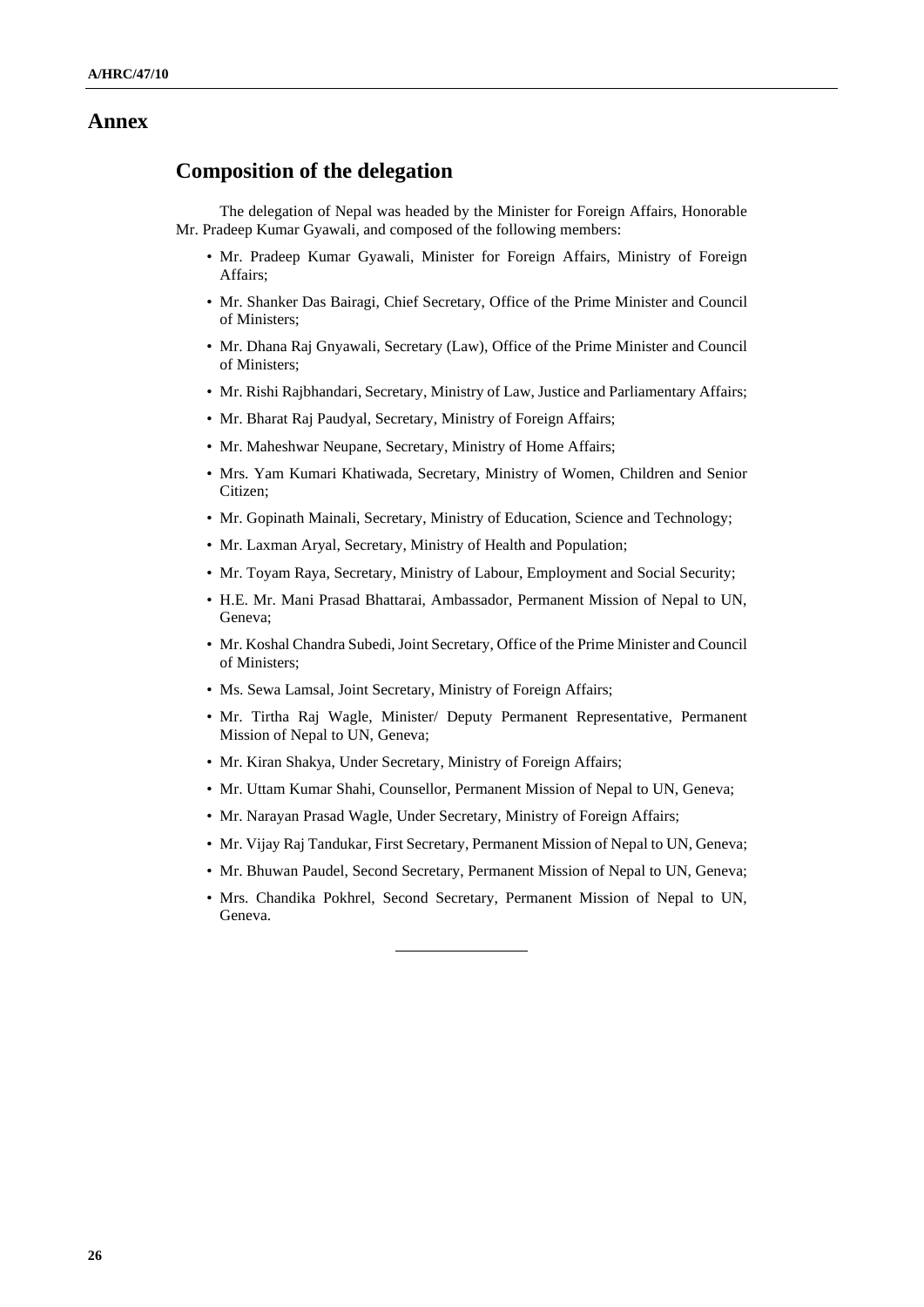# Annex

## Composition of the delegation

The delegation of Nepal was headed by the Minister for Foreign Affairs, Honorable Mr. Pradeep Kumar Gyawali, and composed of the following members:

- Mr. Pradeep Kumar Gyawali, Minister for Foreign Affairs, Ministry of Foreign Affairs;
- Mr. Shanker Das Bairagi, Chief Secretary, Office of the Prime Minister and Council of Ministers;
- Mr. Dhana Raj Gnyawali, Secretary (Law), Office of the Prime Minister and Council of Ministers;
- Mr. Rishi Rajbhandari, Secretary, Ministry of Law, Justice and Parliamentary Affairs;
- Mr. Bharat Raj Paudyal, Secretary, Ministry of Foreign Affairs;
- Mr. Maheshwar Neupane, Secretary, Ministry of Home Affairs;
- Mrs. Yam Kumari Khatiwada, Secretary, Ministry of Women, Children and Senior Citizen;
- Mr. Gopinath Mainali, Secretary, Ministry of Education, Science and Technology;
- Mr. Laxman Aryal, Secretary, Ministry of Health and Population;
- Mr. Toyam Raya, Secretary, Ministry of Labour, Employment and Social Security;
- H.E. Mr. Mani Prasad Bhattarai, Ambassador, Permanent Mission of Nepal to UN, Geneva;
- Mr. Koshal Chandra Subedi, Joint Secretary, Office of the Prime Minister and Council of Ministers;
- Ms. Sewa Lamsal, Joint Secretary, Ministry of Foreign Affairs;
- Mr. Tirtha Raj Wagle, Minister/ Deputy Permanent Representative, Permanent Mission of Nepal to UN, Geneva;
- Mr. Kiran Shakya, Under Secretary, Ministry of Foreign Affairs;
- Mr. Uttam Kumar Shahi, Counsellor, Permanent Mission of Nepal to UN, Geneva;
- Mr. Narayan Prasad Wagle, Under Secretary, Ministry of Foreign Affairs;
- Mr. Vijay Raj Tandukar, First Secretary, Permanent Mission of Nepal to UN, Geneva;
- Mr. Bhuwan Paudel, Second Secretary, Permanent Mission of Nepal to UN, Geneva;
- Mrs. Chandika Pokhrel, Second Secretary, Permanent Mission of Nepal to UN, Geneva.